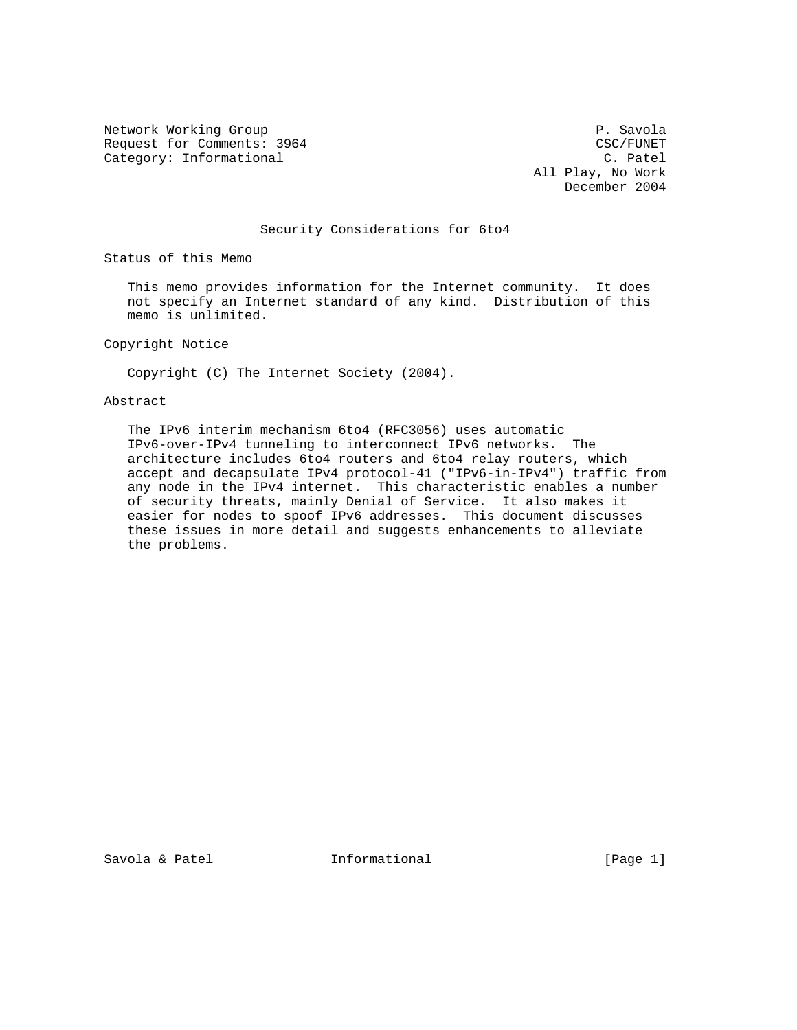Network Working Group P. Savola
Request for Comments: 3964 CSC/FUNET
Category: Informational C. Patel
All Play, No Work
December 2004

# Security Considerations for 6to4

## Status of this Memo

This memo provides information for the Internet community. It does not specify an Internet standard of any kind. Distribution of this memo is unlimited.

## Copyright Notice

Copyright (C) The Internet Society (2004).

## Abstract

The IPv6 interim mechanism 6to4 (RFC3056) uses automatic IPv6-over-IPv4 tunneling to interconnect IPv6 networks. The architecture includes 6to4 routers and 6to4 relay routers, which accept and decapsulate IPv4 protocol-41 ("IPv6-in-IPv4") traffic from any node in the IPv4 internet. This characteristic enables a number of security threats, mainly Denial of Service. It also makes it easier for nodes to spoof IPv6 addresses. This document discusses these issues in more detail and suggests enhancements to alleviate the problems.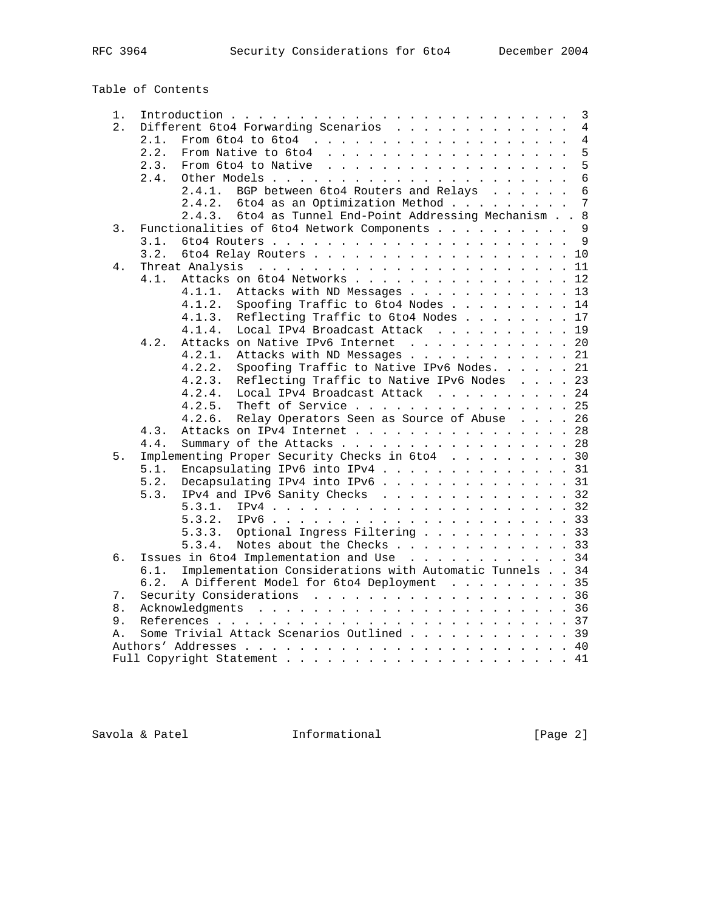Table of Contents

```
   1.  Introduction . . . . . . . . . . . . . . . . . . . . . . . . .  3
   2.  Different 6to4 Forwarding Scenarios  . . . . . . . . . . . . .  4
       2.1.  From 6to4 to 6to4  . . . . . . . . . . . . . . . . . . .  4
       2.2.  From Native to 6to4  . . . . . . . . . . . . . . . . . .  5
       2.3.  From 6to4 to Native  . . . . . . . . . . . . . . . . . .  5
       2.4.  Other Models . . . . . . . . . . . . . . . . . . . . . .  6
             2.4.1.  BGP between 6to4 Routers and Relays  . . . . . .  6
             2.4.2.  6to4 as an Optimization Method . . . . . . . . .  7
             2.4.3.  6to4 as Tunnel End-Point Addressing Mechanism . .  8
   3.  Functionalities of 6to4 Network Components . . . . . . . . . .  9
       3.1.  6to4 Routers . . . . . . . . . . . . . . . . . . . . . .  9
       3.2.  6to4 Relay Routers . . . . . . . . . . . . . . . . . . . 10
   4.  Threat Analysis  . . . . . . . . . . . . . . . . . . . . . . . 11
       4.1.  Attacks on 6to4 Networks . . . . . . . . . . . . . . . . 12
             4.1.1.  Attacks with ND Messages . . . . . . . . . . . . 13
             4.1.2.  Spoofing Traffic to 6to4 Nodes . . . . . . . . . 14
             4.1.3.  Reflecting Traffic to 6to4 Nodes . . . . . . . . 17
             4.1.4.  Local IPv4 Broadcast Attack  . . . . . . . . . . 19
       4.2.  Attacks on Native IPv6 Internet  . . . . . . . . . . . . 20
             4.2.1.  Attacks with ND Messages . . . . . . . . . . . . 21
             4.2.2.  Spoofing Traffic to Native IPv6 Nodes. . . . . . 21
             4.2.3.  Reflecting Traffic to Native IPv6 Nodes  . . . . 23
             4.2.4.  Local IPv4 Broadcast Attack  . . . . . . . . . . 24
             4.2.5.  Theft of Service . . . . . . . . . . . . . . . . 25
             4.2.6.  Relay Operators Seen as Source of Abuse  . . . . 26
       4.3.  Attacks on IPv4 Internet . . . . . . . . . . . . . . . . 28
       4.4.  Summary of the Attacks . . . . . . . . . . . . . . . . . 28
   5.  Implementing Proper Security Checks in 6to4  . . . . . . . . . 30
       5.1.  Encapsulating IPv6 into IPv4 . . . . . . . . . . . . . . 31
       5.2.  Decapsulating IPv4 into IPv6 . . . . . . . . . . . . . . 31
       5.3.  IPv4 and IPv6 Sanity Checks  . . . . . . . . . . . . . . 32
             5.3.1.  IPv4 . . . . . . . . . . . . . . . . . . . . . . 32
             5.3.2.  IPv6 . . . . . . . . . . . . . . . . . . . . . . 33
             5.3.3.  Optional Ingress Filtering . . . . . . . . . . . 33
             5.3.4.  Notes about the Checks . . . . . . . . . . . . . 33
   6.  Issues in 6to4 Implementation and Use  . . . . . . . . . . . . 34
       6.1.  Implementation Considerations with Automatic Tunnels . . 34
       6.2.  A Different Model for 6to4 Deployment  . . . . . . . . . 35
   7.  Security Considerations  . . . . . . . . . . . . . . . . . . . 36
   8.  Acknowledgments  . . . . . . . . . . . . . . . . . . . . . . . 36
   9.  References . . . . . . . . . . . . . . . . . . . . . . . . . . 37
   A.  Some Trivial Attack Scenarios Outlined . . . . . . . . . . . . 39
   Authors' Addresses . . . . . . . . . . . . . . . . . . . . . . . . 40
   Full Copyright Statement . . . . . . . . . . . . . . . . . . . . . 41
```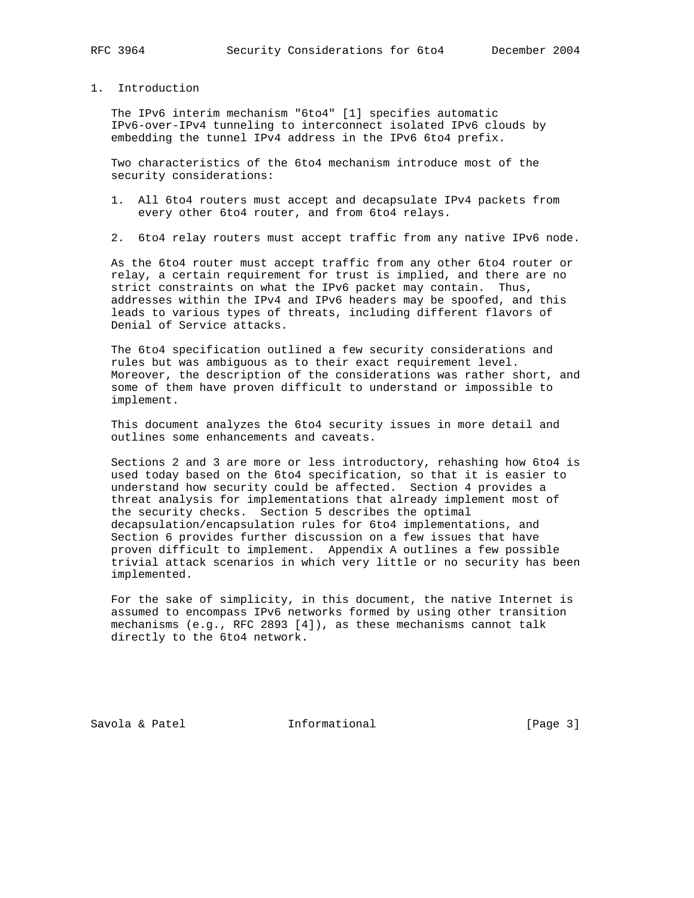# 1. Introduction

The IPv6 interim mechanism "6to4" [1] specifies automatic IPv6-over-IPv4 tunneling to interconnect isolated IPv6 clouds by embedding the tunnel IPv4 address in the IPv6 6to4 prefix.

Two characteristics of the 6to4 mechanism introduce most of the security considerations:

1. All 6to4 routers must accept and decapsulate IPv4 packets from every other 6to4 router, and from 6to4 relays.

2. 6to4 relay routers must accept traffic from any native IPv6 node.

As the 6to4 router must accept traffic from any other 6to4 router or relay, a certain requirement for trust is implied, and there are no strict constraints on what the IPv6 packet may contain. Thus, addresses within the IPv4 and IPv6 headers may be spoofed, and this leads to various types of threats, including different flavors of Denial of Service attacks.

The 6to4 specification outlined a few security considerations and rules but was ambiguous as to their exact requirement level. Moreover, the description of the considerations was rather short, and some of them have proven difficult to understand or impossible to implement.

This document analyzes the 6to4 security issues in more detail and outlines some enhancements and caveats.

Sections 2 and 3 are more or less introductory, rehashing how 6to4 is used today based on the 6to4 specification, so that it is easier to understand how security could be affected. Section 4 provides a threat analysis for implementations that already implement most of the security checks. Section 5 describes the optimal decapsulation/encapsulation rules for 6to4 implementations, and Section 6 provides further discussion on a few issues that have proven difficult to implement. Appendix A outlines a few possible trivial attack scenarios in which very little or no security has been implemented.

For the sake of simplicity, in this document, the native Internet is assumed to encompass IPv6 networks formed by using other transition mechanisms (e.g., RFC 2893 [4]), as these mechanisms cannot talk directly to the 6to4 network.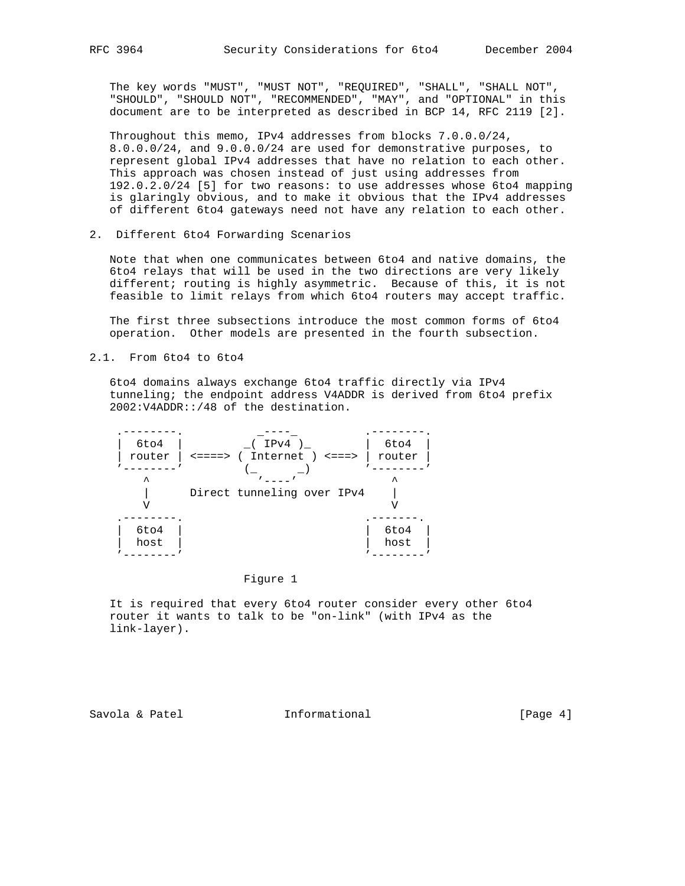The key words "MUST", "MUST NOT", "REQUIRED", "SHALL", "SHALL NOT", "SHOULD", "SHOULD NOT", "RECOMMENDED", "MAY", and "OPTIONAL" in this document are to be interpreted as described in BCP 14, RFC 2119 [2].

Throughout this memo, IPv4 addresses from blocks 7.0.0.0/24, 8.0.0.0/24, and 9.0.0.0/24 are used for demonstrative purposes, to represent global IPv4 addresses that have no relation to each other. This approach was chosen instead of just using addresses from 192.0.2.0/24 [5] for two reasons: to use addresses whose 6to4 mapping is glaringly obvious, and to make it obvious that the IPv4 addresses of different 6to4 gateways need not have any relation to each other.

## 2. Different 6to4 Forwarding Scenarios

Note that when one communicates between 6to4 and native domains, the 6to4 relays that will be used in the two directions are very likely different; routing is highly asymmetric. Because of this, it is not feasible to limit relays from which 6to4 routers may accept traffic.

The first three subsections introduce the most common forms of 6to4 operation. Other models are presented in the fourth subsection.

### 2.1. From 6to4 to 6to4

6to4 domains always exchange 6to4 traffic directly via IPv4 tunneling; the endpoint address V4ADDR is derived from 6to4 prefix 2002:V4ADDR::/48 of the destination.

```
 .--------.          _----_          .--------.
 |  6to4  |        _( IPv4 )_        |  6to4  |
 | router | <====> ( Internet ) <===> | router |
 '--------'        (_        _)      '--------'
     ^               '----'              ^
     |      Direct tunneling over IPv4    |
     V                                   V
 .--------.                          .-------.
 |  6to4  |                          |  6to4  |
 |  host  |                          |  host  |
 '--------'                          '--------'
```

Figure 1

It is required that every 6to4 router consider every other 6to4 router it wants to talk to be "on-link" (with IPv4 as the link-layer).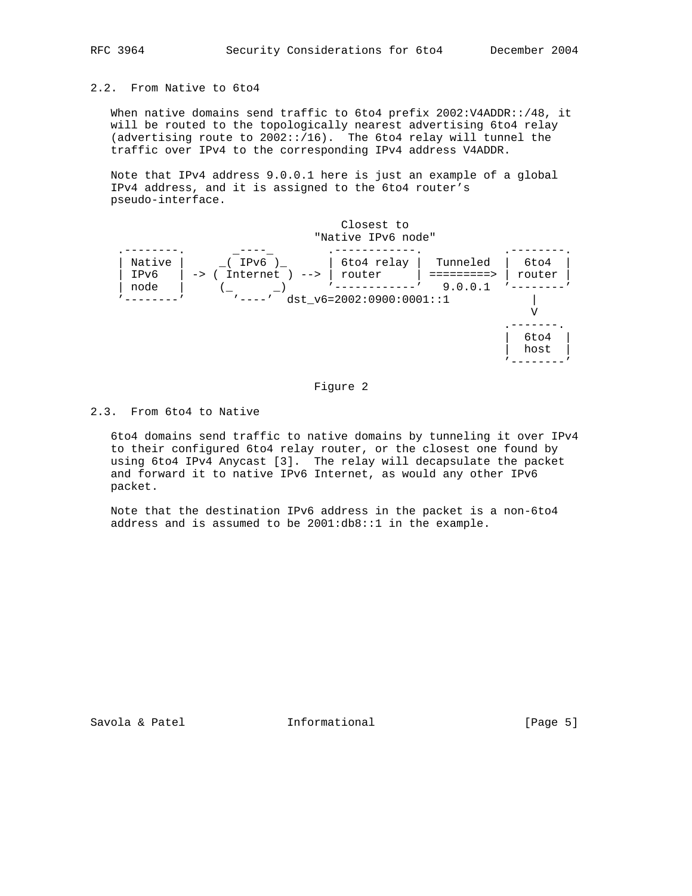## 2.2. From Native to 6to4

When native domains send traffic to 6to4 prefix 2002:V4ADDR::/48, it will be routed to the topologically nearest advertising 6to4 relay (advertising route to 2002::/16). The 6to4 relay will tunnel the traffic over IPv4 to the corresponding IPv4 address V4ADDR.

Note that IPv4 address 9.0.0.1 here is just an example of a global IPv4 address, and it is assigned to the 6to4 router's pseudo-interface.

```
                                    Closest to
                                 "Native IPv6 node"
 .--------.       _----_       .------------.             .--------.
 | Native |     _( IPv6 )_     | 6to4 relay |  Tunneled  |  6to4  |
 | IPv6   | -> ( Internet ) --> | router     | =========> | router |
 | node   |     (_      _)     '------------'   9.0.0.1  '--------'
 '--------'       '----'  dst_v6=2002:0900:0001::1           |
                                                             V
                                                         .--------.
                                                         |  6to4  |
                                                         |  host  |
                                                         '--------'
```

Figure 2

## 2.3. From 6to4 to Native

6to4 domains send traffic to native domains by tunneling it over IPv4 to their configured 6to4 relay router, or the closest one found by using 6to4 IPv4 Anycast [3]. The relay will decapsulate the packet and forward it to native IPv6 Internet, as would any other IPv6 packet.

Note that the destination IPv6 address in the packet is a non-6to4 address and is assumed to be 2001:db8::1 in the example.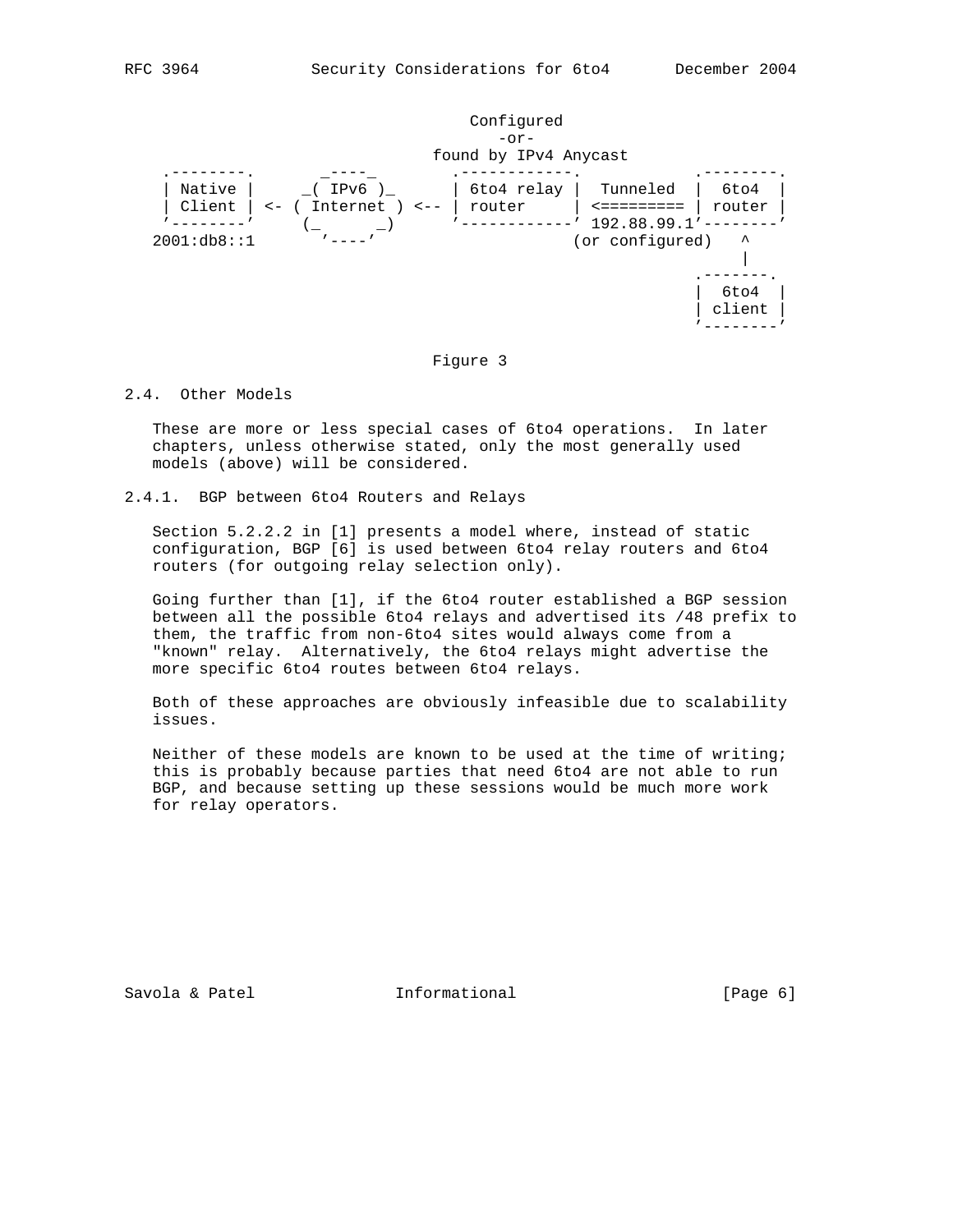```
                                 Configured
                                    -or-
                              found by IPv4 Anycast
   .--------.       _----_       .------------.             .--------.
   | Native |     _( IPv6 )_     | 6to4 relay |  Tunneled   |  6to4  |
   | Client | <- ( Internet ) <-- | router     | <========= | router |
   '--------'     (_      _)     '------------' 192.88.99.1'--------'
  2001:db8::1       '----'                    (or configured)   ^
                                                                  |
                                                             .--------.
                                                             |  6to4  |
                                                             | client |
                                                             '--------'
```

Figure 3

## 2.4. Other Models

These are more or less special cases of 6to4 operations. In later chapters, unless otherwise stated, only the most generally used models (above) will be considered.

### 2.4.1. BGP between 6to4 Routers and Relays

Section 5.2.2.2 in [1] presents a model where, instead of static configuration, BGP [6] is used between 6to4 relay routers and 6to4 routers (for outgoing relay selection only).

Going further than [1], if the 6to4 router established a BGP session between all the possible 6to4 relays and advertised its /48 prefix to them, the traffic from non-6to4 sites would always come from a "known" relay. Alternatively, the 6to4 relays might advertise the more specific 6to4 routes between 6to4 relays.

Both of these approaches are obviously infeasible due to scalability issues.

Neither of these models are known to be used at the time of writing; this is probably because parties that need 6to4 are not able to run BGP, and because setting up these sessions would be much more work for relay operators.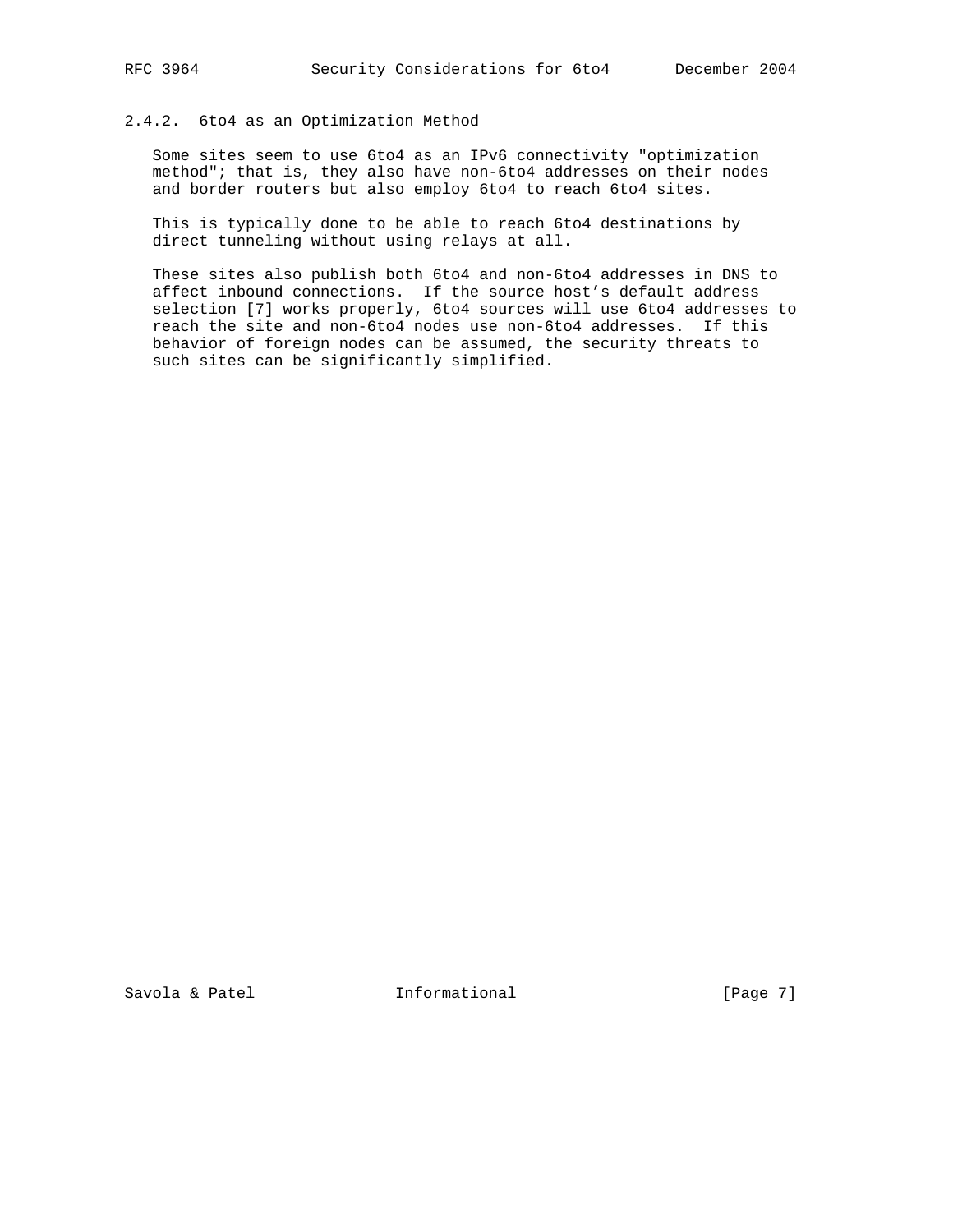### 2.4.2. 6to4 as an Optimization Method

Some sites seem to use 6to4 as an IPv6 connectivity "optimization method"; that is, they also have non-6to4 addresses on their nodes and border routers but also employ 6to4 to reach 6to4 sites.

This is typically done to be able to reach 6to4 destinations by direct tunneling without using relays at all.

These sites also publish both 6to4 and non-6to4 addresses in DNS to affect inbound connections. If the source host's default address selection [7] works properly, 6to4 sources will use 6to4 addresses to reach the site and non-6to4 nodes use non-6to4 addresses. If this behavior of foreign nodes can be assumed, the security threats to such sites can be significantly simplified.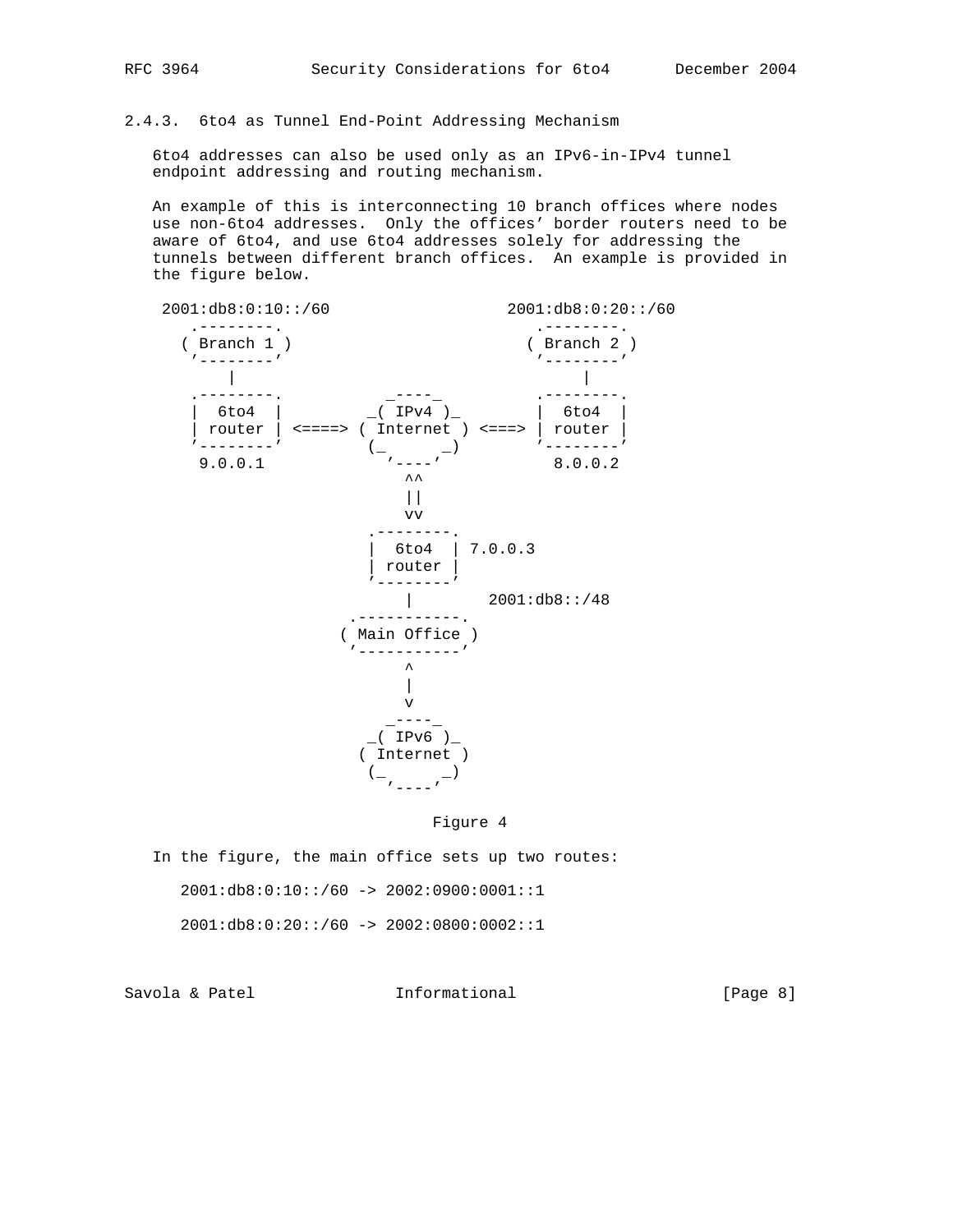### 2.4.3. 6to4 as Tunnel End-Point Addressing Mechanism

6to4 addresses can also be used only as an IPv6-in-IPv4 tunnel endpoint addressing and routing mechanism.

An example of this is interconnecting 10 branch offices where nodes use non-6to4 addresses. Only the offices' border routers need to be aware of 6to4, and use 6to4 addresses solely for addressing the tunnels between different branch offices. An example is provided in the figure below.

```
 2001:db8:0:10::/60                  2001:db8:0:20::/60
    .--------.                           .--------.
   ( Branch 1 )                         ( Branch 2 )
    '--------'                           '--------'
        |                                    |
    .--------.           _----_          .--------.
    |  6to4  |         _( IPv4 )_        |  6to4  |
    | router | <====> ( Internet ) <===> | router |
    '--------'         (_      _)        '--------'
     9.0.0.1             '----'           8.0.0.2
                           ^^
                           ||
                           vv
                       .--------.
                       |  6to4  | 7.0.0.3
                       | router |
                       '--------'
                           |       2001:db8::/48
                     .-----------.
                    ( Main Office )
                     '-----------'
                           ^
                           |
                           v
                         _----_
                       _( IPv6 )_
                      ( Internet )
                       (_      _)
                         '----'
```

Figure 4

In the figure, the main office sets up two routes:

2001:db8:0:10::/60 -> 2002:0900:0001::1

2001:db8:0:20::/60 -> 2002:0800:0002::1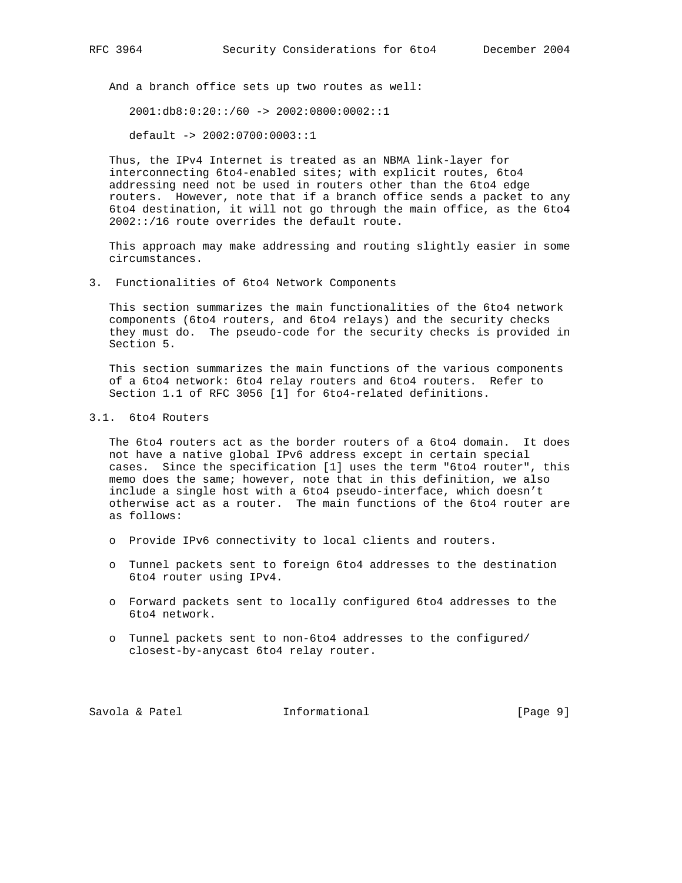And a branch office sets up two routes as well:

```
2001:db8:0:20::/60 -> 2002:0800:0002::1

default -> 2002:0700:0003::1
```

Thus, the IPv4 Internet is treated as an NBMA link-layer for interconnecting 6to4-enabled sites; with explicit routes, 6to4 addressing need not be used in routers other than the 6to4 edge routers. However, note that if a branch office sends a packet to any 6to4 destination, it will not go through the main office, as the 6to4 2002::/16 route overrides the default route.

This approach may make addressing and routing slightly easier in some circumstances.

## 3. Functionalities of 6to4 Network Components

This section summarizes the main functionalities of the 6to4 network components (6to4 routers, and 6to4 relays) and the security checks they must do. The pseudo-code for the security checks is provided in Section 5.

This section summarizes the main functions of the various components of a 6to4 network: 6to4 relay routers and 6to4 routers. Refer to Section 1.1 of RFC 3056 [1] for 6to4-related definitions.

### 3.1. 6to4 Routers

The 6to4 routers act as the border routers of a 6to4 domain. It does not have a native global IPv6 address except in certain special cases. Since the specification [1] uses the term "6to4 router", this memo does the same; however, note that in this definition, we also include a single host with a 6to4 pseudo-interface, which doesn’t otherwise act as a router. The main functions of the 6to4 router are as follows:

- Provide IPv6 connectivity to local clients and routers.
- Tunnel packets sent to foreign 6to4 addresses to the destination 6to4 router using IPv4.
- Forward packets sent to locally configured 6to4 addresses to the 6to4 network.
- Tunnel packets sent to non-6to4 addresses to the configured/closest-by-anycast 6to4 relay router.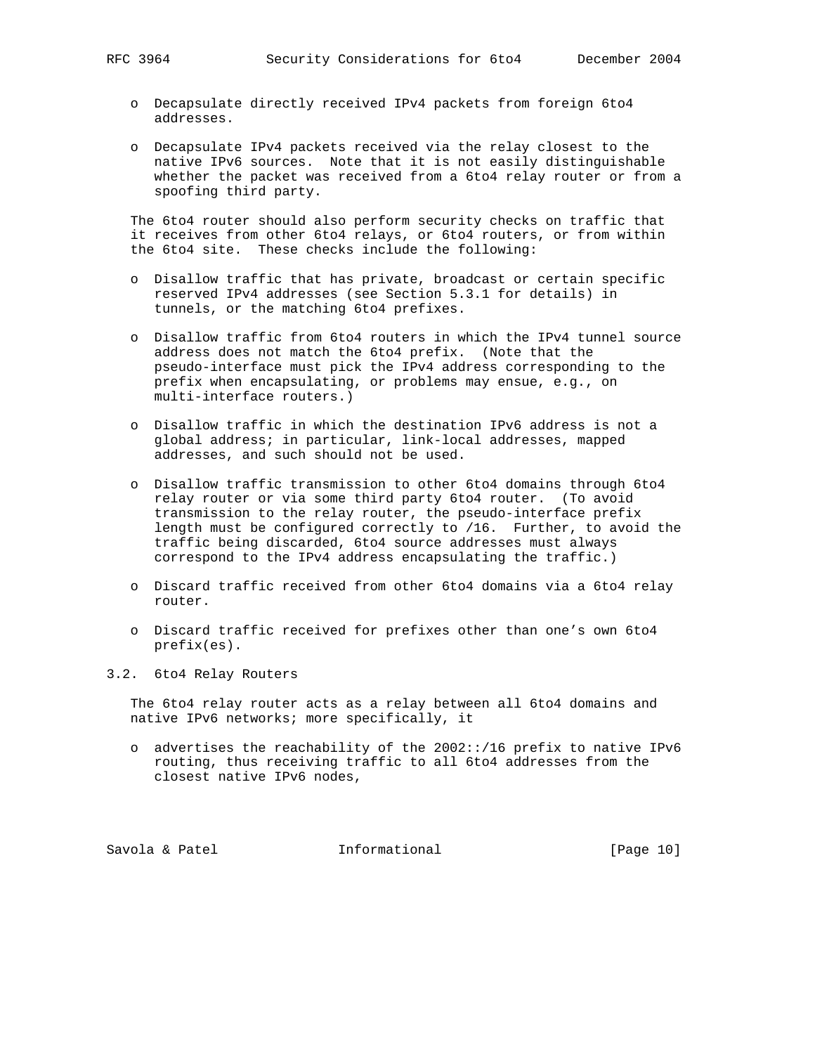- Decapsulate directly received IPv4 packets from foreign 6to4 addresses.

- Decapsulate IPv4 packets received via the relay closest to the native IPv6 sources. Note that it is not easily distinguishable whether the packet was received from a 6to4 relay router or from a spoofing third party.

The 6to4 router should also perform security checks on traffic that it receives from other 6to4 relays, or 6to4 routers, or from within the 6to4 site. These checks include the following:

- Disallow traffic that has private, broadcast or certain specific reserved IPv4 addresses (see Section 5.3.1 for details) in tunnels, or the matching 6to4 prefixes.

- Disallow traffic from 6to4 routers in which the IPv4 tunnel source address does not match the 6to4 prefix. (Note that the pseudo-interface must pick the IPv4 address corresponding to the prefix when encapsulating, or problems may ensue, e.g., on multi-interface routers.)

- Disallow traffic in which the destination IPv6 address is not a global address; in particular, link-local addresses, mapped addresses, and such should not be used.

- Disallow traffic transmission to other 6to4 domains through 6to4 relay router or via some third party 6to4 router. (To avoid transmission to the relay router, the pseudo-interface prefix length must be configured correctly to /16. Further, to avoid the traffic being discarded, 6to4 source addresses must always correspond to the IPv4 address encapsulating the traffic.)

- Discard traffic received from other 6to4 domains via a 6to4 relay router.

- Discard traffic received for prefixes other than one's own 6to4 prefix(es).

### 3.2. 6to4 Relay Routers

The 6to4 relay router acts as a relay between all 6to4 domains and native IPv6 networks; more specifically, it

- advertises the reachability of the 2002::/16 prefix to native IPv6 routing, thus receiving traffic to all 6to4 addresses from the closest native IPv6 nodes,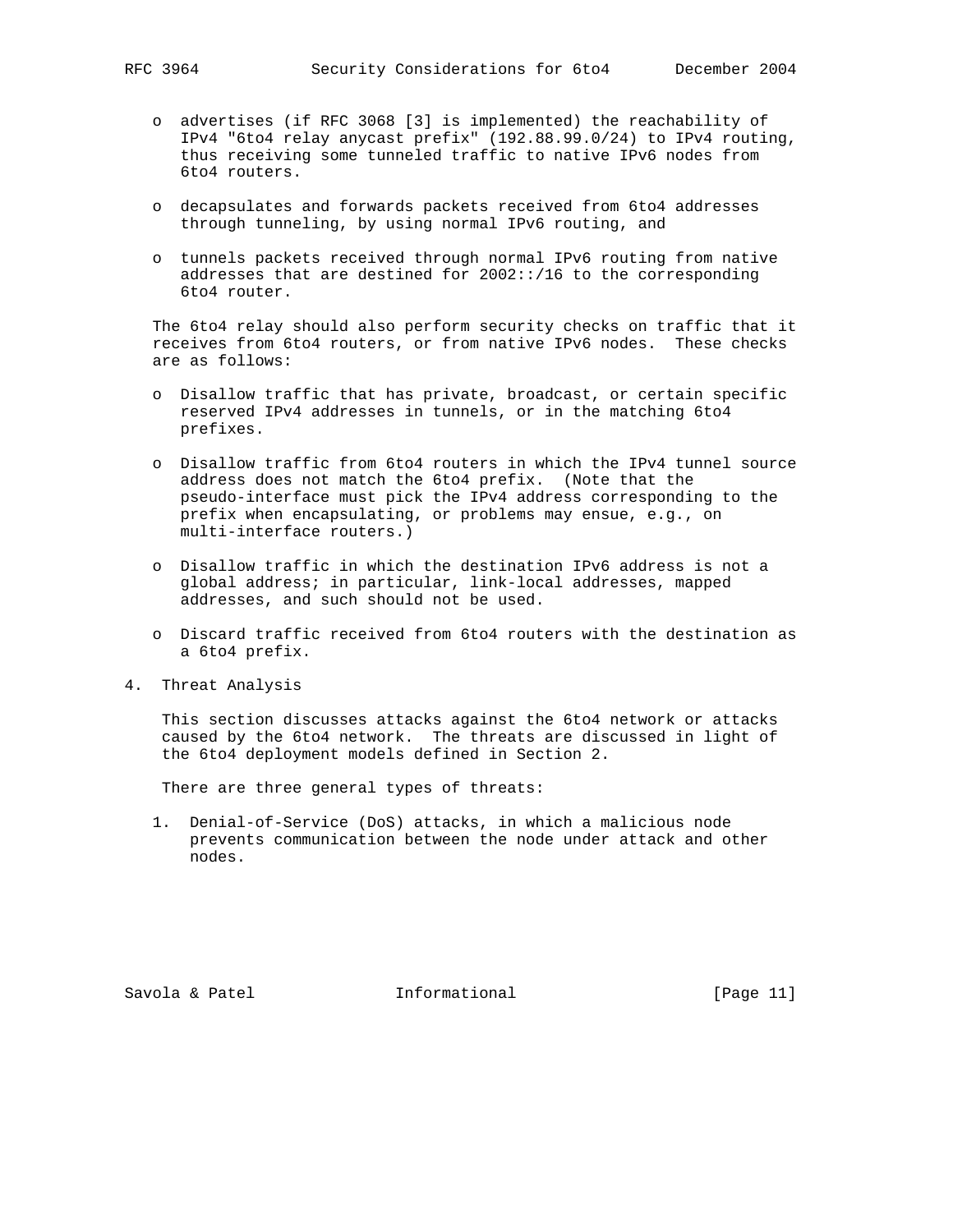- advertises (if RFC 3068 [3] is implemented) the reachability of IPv4 "6to4 relay anycast prefix" (192.88.99.0/24) to IPv4 routing, thus receiving some tunneled traffic to native IPv6 nodes from 6to4 routers.

- decapsulates and forwards packets received from 6to4 addresses through tunneling, by using normal IPv6 routing, and

- tunnels packets received through normal IPv6 routing from native addresses that are destined for 2002::/16 to the corresponding 6to4 router.

The 6to4 relay should also perform security checks on traffic that it receives from 6to4 routers, or from native IPv6 nodes. These checks are as follows:

- Disallow traffic that has private, broadcast, or certain specific reserved IPv4 addresses in tunnels, or in the matching 6to4 prefixes.

- Disallow traffic from 6to4 routers in which the IPv4 tunnel source address does not match the 6to4 prefix. (Note that the pseudo-interface must pick the IPv4 address corresponding to the prefix when encapsulating, or problems may ensue, e.g., on multi-interface routers.)

- Disallow traffic in which the destination IPv6 address is not a global address; in particular, link-local addresses, mapped addresses, and such should not be used.

- Discard traffic received from 6to4 routers with the destination as a 6to4 prefix.

## 4. Threat Analysis

This section discusses attacks against the 6to4 network or attacks caused by the 6to4 network. The threats are discussed in light of the 6to4 deployment models defined in Section 2.

There are three general types of threats:

1. Denial-of-Service (DoS) attacks, in which a malicious node prevents communication between the node under attack and other nodes.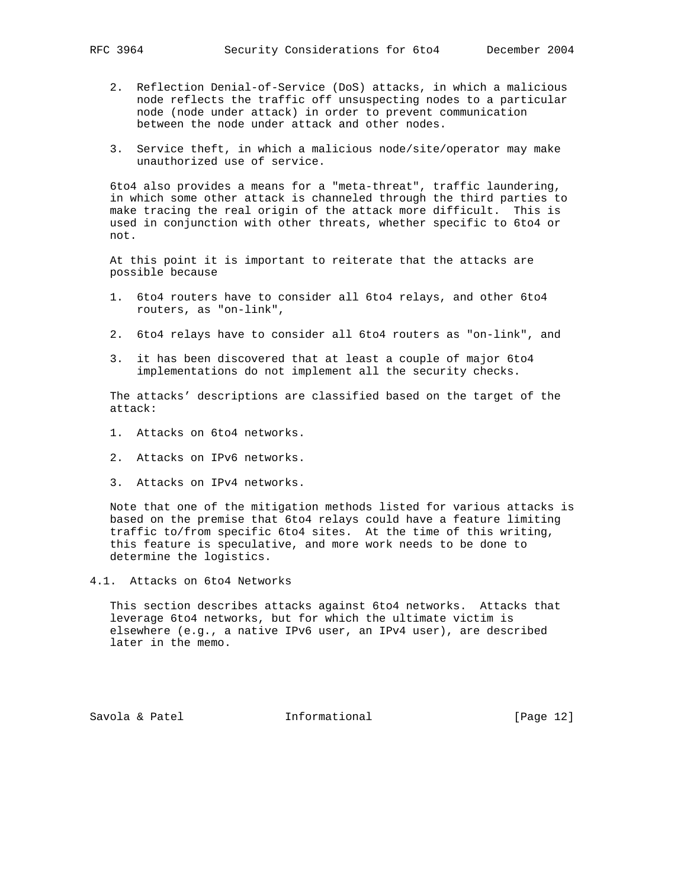2. Reflection Denial-of-Service (DoS) attacks, in which a malicious node reflects the traffic off unsuspecting nodes to a particular node (node under attack) in order to prevent communication between the node under attack and other nodes.

3. Service theft, in which a malicious node/site/operator may make unauthorized use of service.

6to4 also provides a means for a "meta-threat", traffic laundering, in which some other attack is channeled through the third parties to make tracing the real origin of the attack more difficult. This is used in conjunction with other threats, whether specific to 6to4 or not.

At this point it is important to reiterate that the attacks are possible because

1. 6to4 routers have to consider all 6to4 relays, and other 6to4 routers, as "on-link",

2. 6to4 relays have to consider all 6to4 routers as "on-link", and

3. it has been discovered that at least a couple of major 6to4 implementations do not implement all the security checks.

The attacks' descriptions are classified based on the target of the attack:

1. Attacks on 6to4 networks.

2. Attacks on IPv6 networks.

3. Attacks on IPv4 networks.

Note that one of the mitigation methods listed for various attacks is based on the premise that 6to4 relays could have a feature limiting traffic to/from specific 6to4 sites. At the time of this writing, this feature is speculative, and more work needs to be done to determine the logistics.

## 4.1. Attacks on 6to4 Networks

This section describes attacks against 6to4 networks. Attacks that leverage 6to4 networks, but for which the ultimate victim is elsewhere (e.g., a native IPv6 user, an IPv4 user), are described later in the memo.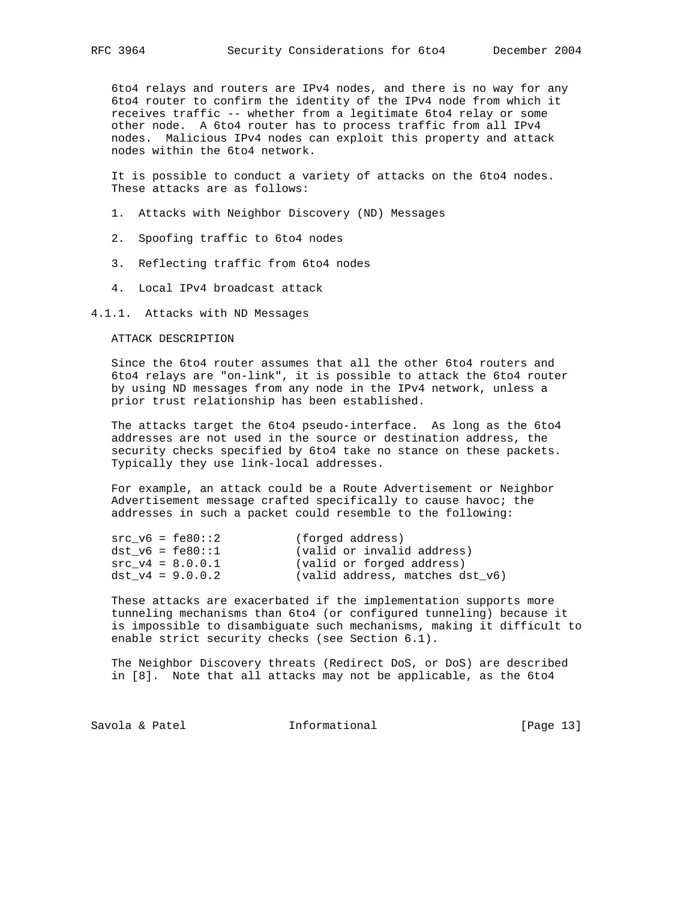6to4 relays and routers are IPv4 nodes, and there is no way for any 6to4 router to confirm the identity of the IPv4 node from which it receives traffic -- whether from a legitimate 6to4 relay or some other node. A 6to4 router has to process traffic from all IPv4 nodes. Malicious IPv4 nodes can exploit this property and attack nodes within the 6to4 network.

It is possible to conduct a variety of attacks on the 6to4 nodes. These attacks are as follows:

1. Attacks with Neighbor Discovery (ND) Messages
2. Spoofing traffic to 6to4 nodes
3. Reflecting traffic from 6to4 nodes
4. Local IPv4 broadcast attack

#### 4.1.1. Attacks with ND Messages

ATTACK DESCRIPTION

Since the 6to4 router assumes that all the other 6to4 routers and 6to4 relays are "on-link", it is possible to attack the 6to4 router by using ND messages from any node in the IPv4 network, unless a prior trust relationship has been established.

The attacks target the 6to4 pseudo-interface. As long as the 6to4 addresses are not used in the source or destination address, the security checks specified by 6to4 take no stance on these packets. Typically they use link-local addresses.

For example, an attack could be a Route Advertisement or Neighbor Advertisement message crafted specifically to cause havoc; the addresses in such a packet could resemble to the following:

```
src_v6 = fe80::2          (forged address)
dst_v6 = fe80::1          (valid or invalid address)
src_v4 = 8.0.0.1          (valid or forged address)
dst_v4 = 9.0.0.2          (valid address, matches dst_v6)
```

These attacks are exacerbated if the implementation supports more tunneling mechanisms than 6to4 (or configured tunneling) because it is impossible to disambiguate such mechanisms, making it difficult to enable strict security checks (see Section 6.1).

The Neighbor Discovery threats (Redirect DoS, or DoS) are described in [8]. Note that all attacks may not be applicable, as the 6to4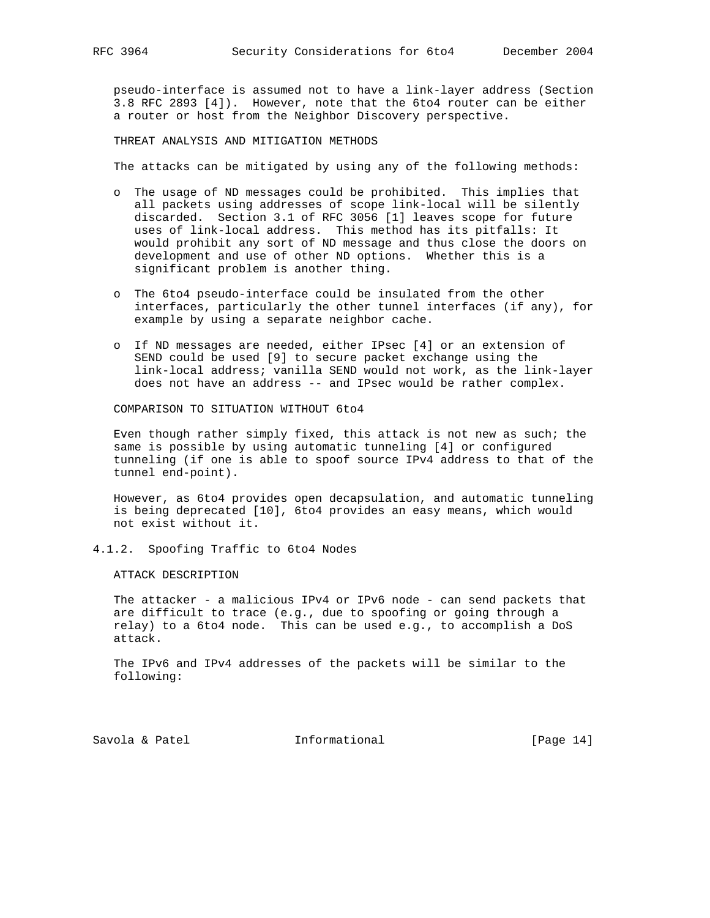pseudo-interface is assumed not to have a link-layer address (Section 3.8 RFC 2893 [4]). However, note that the 6to4 router can be either a router or host from the Neighbor Discovery perspective.

THREAT ANALYSIS AND MITIGATION METHODS

The attacks can be mitigated by using any of the following methods:

- The usage of ND messages could be prohibited. This implies that all packets using addresses of scope link-local will be silently discarded. Section 3.1 of RFC 3056 [1] leaves scope for future uses of link-local address. This method has its pitfalls: It would prohibit any sort of ND message and thus close the doors on development and use of other ND options. Whether this is a significant problem is another thing.

- The 6to4 pseudo-interface could be insulated from the other interfaces, particularly the other tunnel interfaces (if any), for example by using a separate neighbor cache.

- If ND messages are needed, either IPsec [4] or an extension of SEND could be used [9] to secure packet exchange using the link-local address; vanilla SEND would not work, as the link-layer does not have an address -- and IPsec would be rather complex.

COMPARISON TO SITUATION WITHOUT 6to4

Even though rather simply fixed, this attack is not new as such; the same is possible by using automatic tunneling [4] or configured tunneling (if one is able to spoof source IPv4 address to that of the tunnel end-point).

However, as 6to4 provides open decapsulation, and automatic tunneling is being deprecated [10], 6to4 provides an easy means, which would not exist without it.

### 4.1.2. Spoofing Traffic to 6to4 Nodes

ATTACK DESCRIPTION

The attacker - a malicious IPv4 or IPv6 node - can send packets that are difficult to trace (e.g., due to spoofing or going through a relay) to a 6to4 node. This can be used e.g., to accomplish a DoS attack.

The IPv6 and IPv4 addresses of the packets will be similar to the following: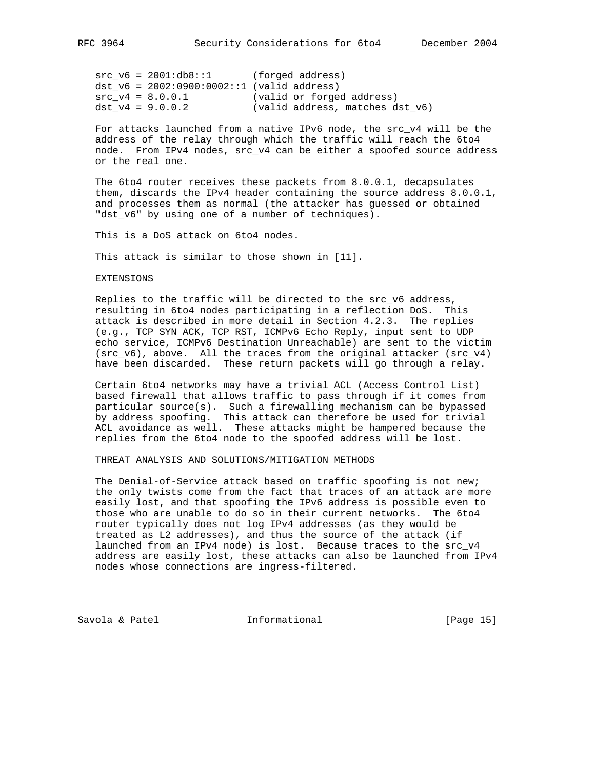```
src_v6 = 2001:db8::1       (forged address)
dst_v6 = 2002:0900:0002::1 (valid address)
src_v4 = 8.0.0.1           (valid or forged address)
dst_v4 = 9.0.0.2           (valid address, matches dst_v6)
```

For attacks launched from a native IPv6 node, the src_v4 will be the address of the relay through which the traffic will reach the 6to4 node. From IPv4 nodes, src_v4 can be either a spoofed source address or the real one.

The 6to4 router receives these packets from 8.0.0.1, decapsulates them, discards the IPv4 header containing the source address 8.0.0.1, and processes them as normal (the attacker has guessed or obtained "dst_v6" by using one of a number of techniques).

This is a DoS attack on 6to4 nodes.

This attack is similar to those shown in [11].

EXTENSIONS

Replies to the traffic will be directed to the src_v6 address, resulting in 6to4 nodes participating in a reflection DoS. This attack is described in more detail in Section 4.2.3. The replies (e.g., TCP SYN ACK, TCP RST, ICMPv6 Echo Reply, input sent to UDP echo service, ICMPv6 Destination Unreachable) are sent to the victim (src_v6), above. All the traces from the original attacker (src_v4) have been discarded. These return packets will go through a relay.

Certain 6to4 networks may have a trivial ACL (Access Control List) based firewall that allows traffic to pass through if it comes from particular source(s). Such a firewalling mechanism can be bypassed by address spoofing. This attack can therefore be used for trivial ACL avoidance as well. These attacks might be hampered because the replies from the 6to4 node to the spoofed address will be lost.

THREAT ANALYSIS AND SOLUTIONS/MITIGATION METHODS

The Denial-of-Service attack based on traffic spoofing is not new; the only twists come from the fact that traces of an attack are more easily lost, and that spoofing the IPv6 address is possible even to those who are unable to do so in their current networks. The 6to4 router typically does not log IPv4 addresses (as they would be treated as L2 addresses), and thus the source of the attack (if launched from an IPv4 node) is lost. Because traces to the src_v4 address are easily lost, these attacks can also be launched from IPv4 nodes whose connections are ingress-filtered.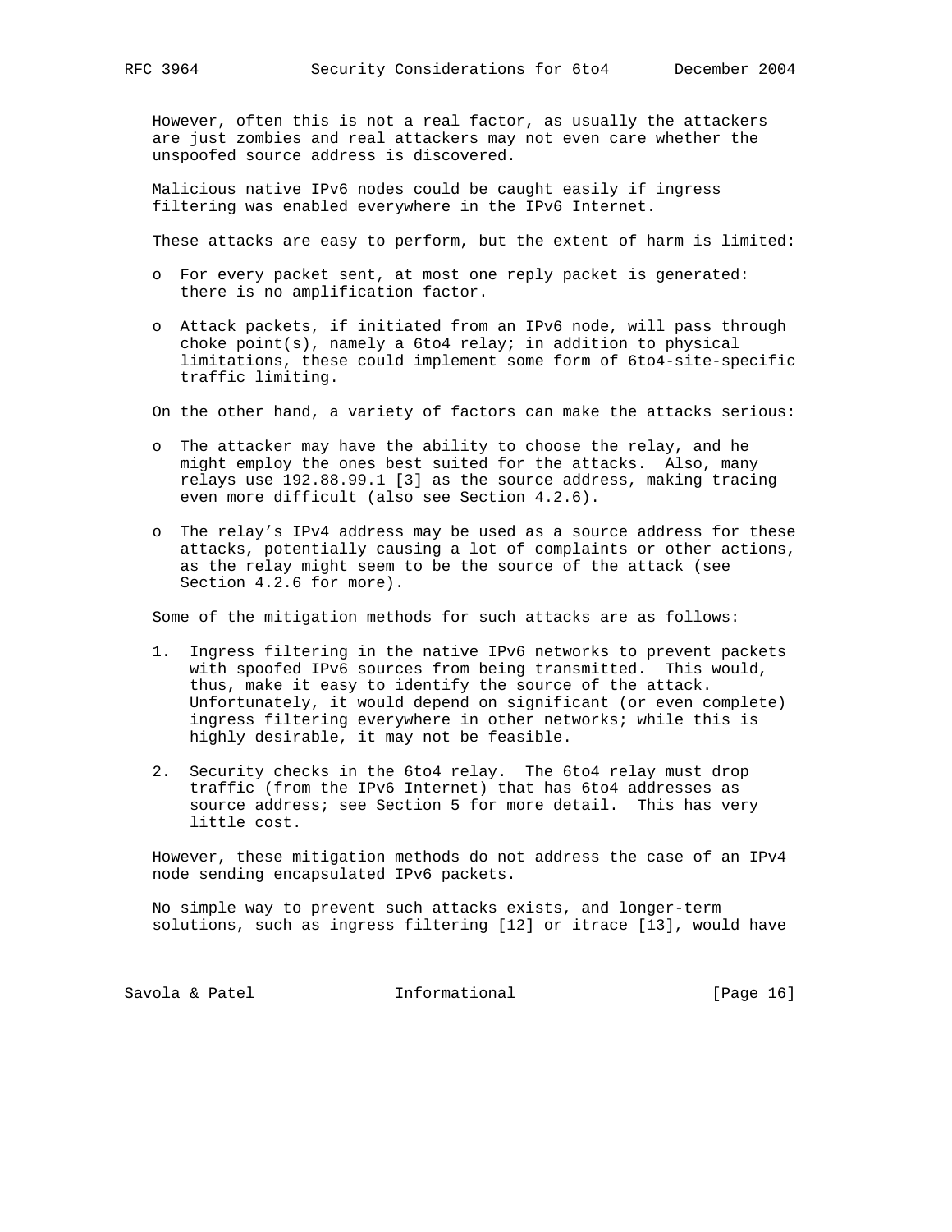However, often this is not a real factor, as usually the attackers are just zombies and real attackers may not even care whether the unspoofed source address is discovered.

Malicious native IPv6 nodes could be caught easily if ingress filtering was enabled everywhere in the IPv6 Internet.

These attacks are easy to perform, but the extent of harm is limited:

- For every packet sent, at most one reply packet is generated: there is no amplification factor.
- Attack packets, if initiated from an IPv6 node, will pass through choke point(s), namely a 6to4 relay; in addition to physical limitations, these could implement some form of 6to4-site-specific traffic limiting.

On the other hand, a variety of factors can make the attacks serious:

- The attacker may have the ability to choose the relay, and he might employ the ones best suited for the attacks. Also, many relays use 192.88.99.1 [3] as the source address, making tracing even more difficult (also see Section 4.2.6).
- The relay's IPv4 address may be used as a source address for these attacks, potentially causing a lot of complaints or other actions, as the relay might seem to be the source of the attack (see Section 4.2.6 for more).

Some of the mitigation methods for such attacks are as follows:

1. Ingress filtering in the native IPv6 networks to prevent packets with spoofed IPv6 sources from being transmitted. This would, thus, make it easy to identify the source of the attack. Unfortunately, it would depend on significant (or even complete) ingress filtering everywhere in other networks; while this is highly desirable, it may not be feasible.
2. Security checks in the 6to4 relay. The 6to4 relay must drop traffic (from the IPv6 Internet) that has 6to4 addresses as source address; see Section 5 for more detail. This has very little cost.

However, these mitigation methods do not address the case of an IPv4 node sending encapsulated IPv6 packets.

No simple way to prevent such attacks exists, and longer-term solutions, such as ingress filtering [12] or itrace [13], would have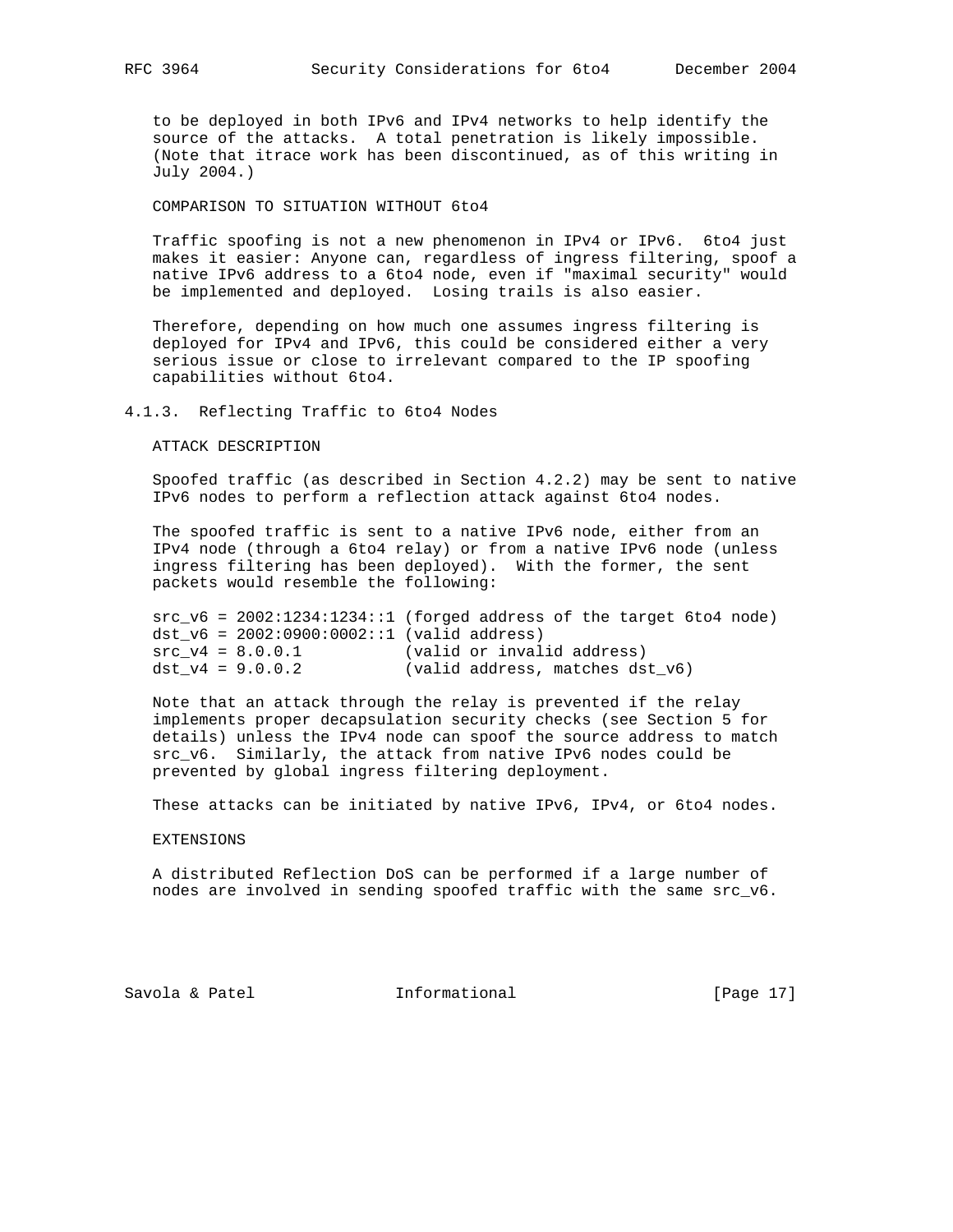to be deployed in both IPv6 and IPv4 networks to help identify the source of the attacks. A total penetration is likely impossible. (Note that itrace work has been discontinued, as of this writing in July 2004.)

COMPARISON TO SITUATION WITHOUT 6to4

Traffic spoofing is not a new phenomenon in IPv4 or IPv6. 6to4 just makes it easier: Anyone can, regardless of ingress filtering, spoof a native IPv6 address to a 6to4 node, even if "maximal security" would be implemented and deployed. Losing trails is also easier.

Therefore, depending on how much one assumes ingress filtering is deployed for IPv4 and IPv6, this could be considered either a very serious issue or close to irrelevant compared to the IP spoofing capabilities without 6to4.

#### 4.1.3. Reflecting Traffic to 6to4 Nodes

ATTACK DESCRIPTION

Spoofed traffic (as described in Section 4.2.2) may be sent to native IPv6 nodes to perform a reflection attack against 6to4 nodes.

The spoofed traffic is sent to a native IPv6 node, either from an IPv4 node (through a 6to4 relay) or from a native IPv6 node (unless ingress filtering has been deployed). With the former, the sent packets would resemble the following:

```
src_v6 = 2002:1234:1234::1 (forged address of the target 6to4 node)
dst_v6 = 2002:0900:0002::1 (valid address)
src_v4 = 8.0.0.1           (valid or invalid address)
dst_v4 = 9.0.0.2           (valid address, matches dst_v6)
```

Note that an attack through the relay is prevented if the relay implements proper decapsulation security checks (see Section 5 for details) unless the IPv4 node can spoof the source address to match src_v6. Similarly, the attack from native IPv6 nodes could be prevented by global ingress filtering deployment.

These attacks can be initiated by native IPv6, IPv4, or 6to4 nodes.

EXTENSIONS

A distributed Reflection DoS can be performed if a large number of nodes are involved in sending spoofed traffic with the same src_v6.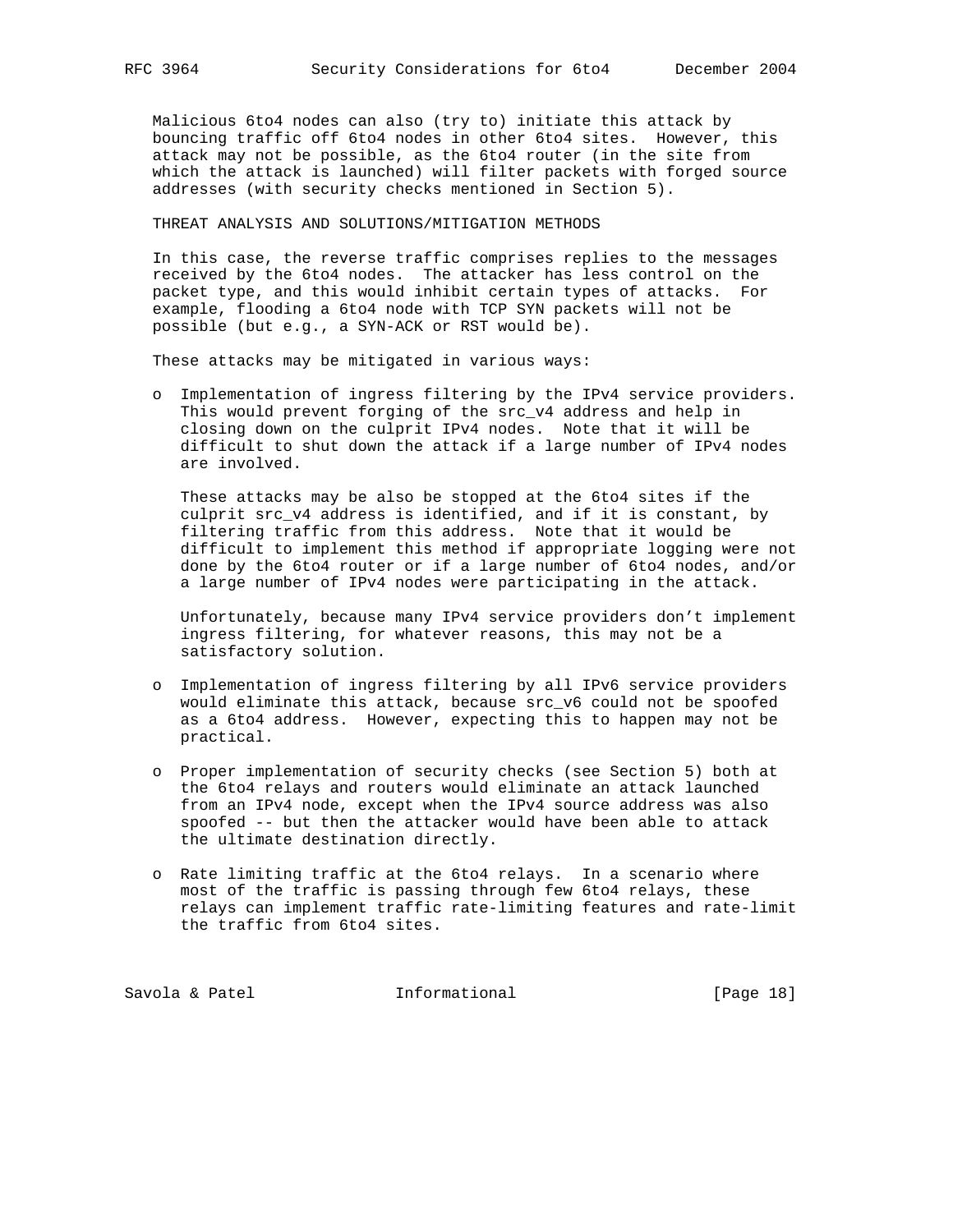Malicious 6to4 nodes can also (try to) initiate this attack by bouncing traffic off 6to4 nodes in other 6to4 sites. However, this attack may not be possible, as the 6to4 router (in the site from which the attack is launched) will filter packets with forged source addresses (with security checks mentioned in Section 5).

THREAT ANALYSIS AND SOLUTIONS/MITIGATION METHODS

In this case, the reverse traffic comprises replies to the messages received by the 6to4 nodes. The attacker has less control on the packet type, and this would inhibit certain types of attacks. For example, flooding a 6to4 node with TCP SYN packets will not be possible (but e.g., a SYN-ACK or RST would be).

These attacks may be mitigated in various ways:

- Implementation of ingress filtering by the IPv4 service providers. This would prevent forging of the src_v4 address and help in closing down on the culprit IPv4 nodes. Note that it will be difficult to shut down the attack if a large number of IPv4 nodes are involved.

  These attacks may be also be stopped at the 6to4 sites if the culprit src_v4 address is identified, and if it is constant, by filtering traffic from this address. Note that it would be difficult to implement this method if appropriate logging were not done by the 6to4 router or if a large number of 6to4 nodes, and/or a large number of IPv4 nodes were participating in the attack.

  Unfortunately, because many IPv4 service providers don't implement ingress filtering, for whatever reasons, this may not be a satisfactory solution.

- Implementation of ingress filtering by all IPv6 service providers would eliminate this attack, because src_v6 could not be spoofed as a 6to4 address. However, expecting this to happen may not be practical.

- Proper implementation of security checks (see Section 5) both at the 6to4 relays and routers would eliminate an attack launched from an IPv4 node, except when the IPv4 source address was also spoofed -- but then the attacker would have been able to attack the ultimate destination directly.

- Rate limiting traffic at the 6to4 relays. In a scenario where most of the traffic is passing through few 6to4 relays, these relays can implement traffic rate-limiting features and rate-limit the traffic from 6to4 sites.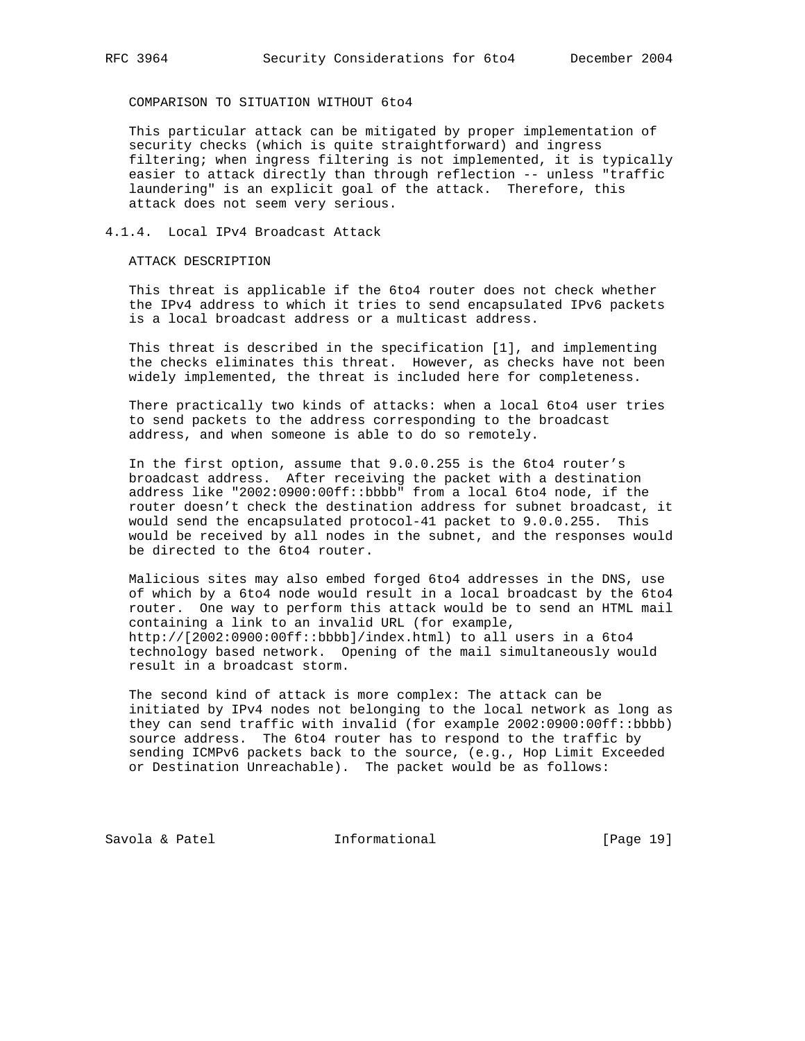COMPARISON TO SITUATION WITHOUT 6to4

This particular attack can be mitigated by proper implementation of security checks (which is quite straightforward) and ingress filtering; when ingress filtering is not implemented, it is typically easier to attack directly than through reflection -- unless "traffic laundering" is an explicit goal of the attack. Therefore, this attack does not seem very serious.

### 4.1.4. Local IPv4 Broadcast Attack

ATTACK DESCRIPTION

This threat is applicable if the 6to4 router does not check whether the IPv4 address to which it tries to send encapsulated IPv6 packets is a local broadcast address or a multicast address.

This threat is described in the specification [1], and implementing the checks eliminates this threat. However, as checks have not been widely implemented, the threat is included here for completeness.

There practically two kinds of attacks: when a local 6to4 user tries to send packets to the address corresponding to the broadcast address, and when someone is able to do so remotely.

In the first option, assume that 9.0.0.255 is the 6to4 router's broadcast address. After receiving the packet with a destination address like "2002:0900:00ff::bbbb" from a local 6to4 node, if the router doesn't check the destination address for subnet broadcast, it would send the encapsulated protocol-41 packet to 9.0.0.255. This would be received by all nodes in the subnet, and the responses would be directed to the 6to4 router.

Malicious sites may also embed forged 6to4 addresses in the DNS, use of which by a 6to4 node would result in a local broadcast by the 6to4 router. One way to perform this attack would be to send an HTML mail containing a link to an invalid URL (for example, http://[2002:0900:00ff::bbbb]/index.html) to all users in a 6to4 technology based network. Opening of the mail simultaneously would result in a broadcast storm.

The second kind of attack is more complex: The attack can be initiated by IPv4 nodes not belonging to the local network as long as they can send traffic with invalid (for example 2002:0900:00ff::bbbb) source address. The 6to4 router has to respond to the traffic by sending ICMPv6 packets back to the source, (e.g., Hop Limit Exceeded or Destination Unreachable). The packet would be as follows: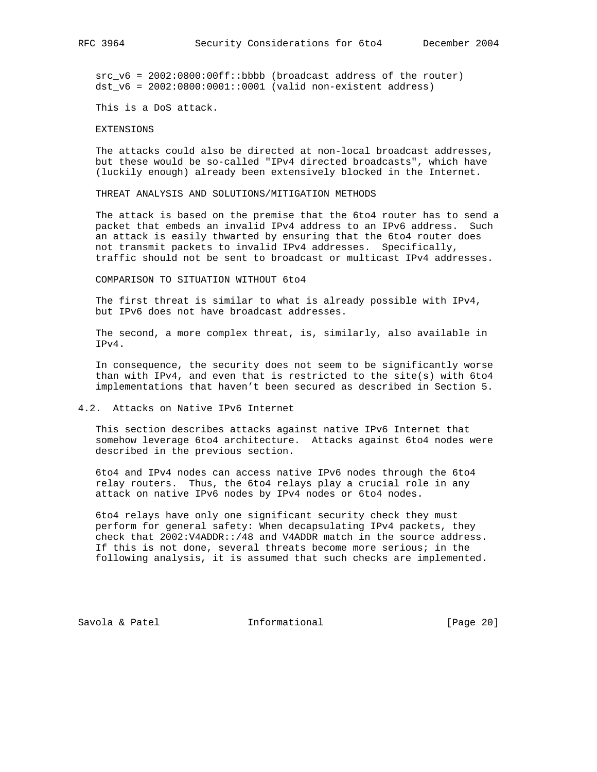```
src_v6 = 2002:0800:00ff::bbbb (broadcast address of the router)
dst_v6 = 2002:0800:0001::0001 (valid non-existent address)
```

This is a DoS attack.

EXTENSIONS

The attacks could also be directed at non-local broadcast addresses, but these would be so-called "IPv4 directed broadcasts", which have (luckily enough) already been extensively blocked in the Internet.

THREAT ANALYSIS AND SOLUTIONS/MITIGATION METHODS

The attack is based on the premise that the 6to4 router has to send a packet that embeds an invalid IPv4 address to an IPv6 address. Such an attack is easily thwarted by ensuring that the 6to4 router does not transmit packets to invalid IPv4 addresses. Specifically, traffic should not be sent to broadcast or multicast IPv4 addresses.

COMPARISON TO SITUATION WITHOUT 6to4

The first threat is similar to what is already possible with IPv4, but IPv6 does not have broadcast addresses.

The second, a more complex threat, is, similarly, also available in IPv4.

In consequence, the security does not seem to be significantly worse than with IPv4, and even that is restricted to the site(s) with 6to4 implementations that haven't been secured as described in Section 5.

## 4.2. Attacks on Native IPv6 Internet

This section describes attacks against native IPv6 Internet that somehow leverage 6to4 architecture. Attacks against 6to4 nodes were described in the previous section.

6to4 and IPv4 nodes can access native IPv6 nodes through the 6to4 relay routers. Thus, the 6to4 relays play a crucial role in any attack on native IPv6 nodes by IPv4 nodes or 6to4 nodes.

6to4 relays have only one significant security check they must perform for general safety: When decapsulating IPv4 packets, they check that 2002:V4ADDR::/48 and V4ADDR match in the source address. If this is not done, several threats become more serious; in the following analysis, it is assumed that such checks are implemented.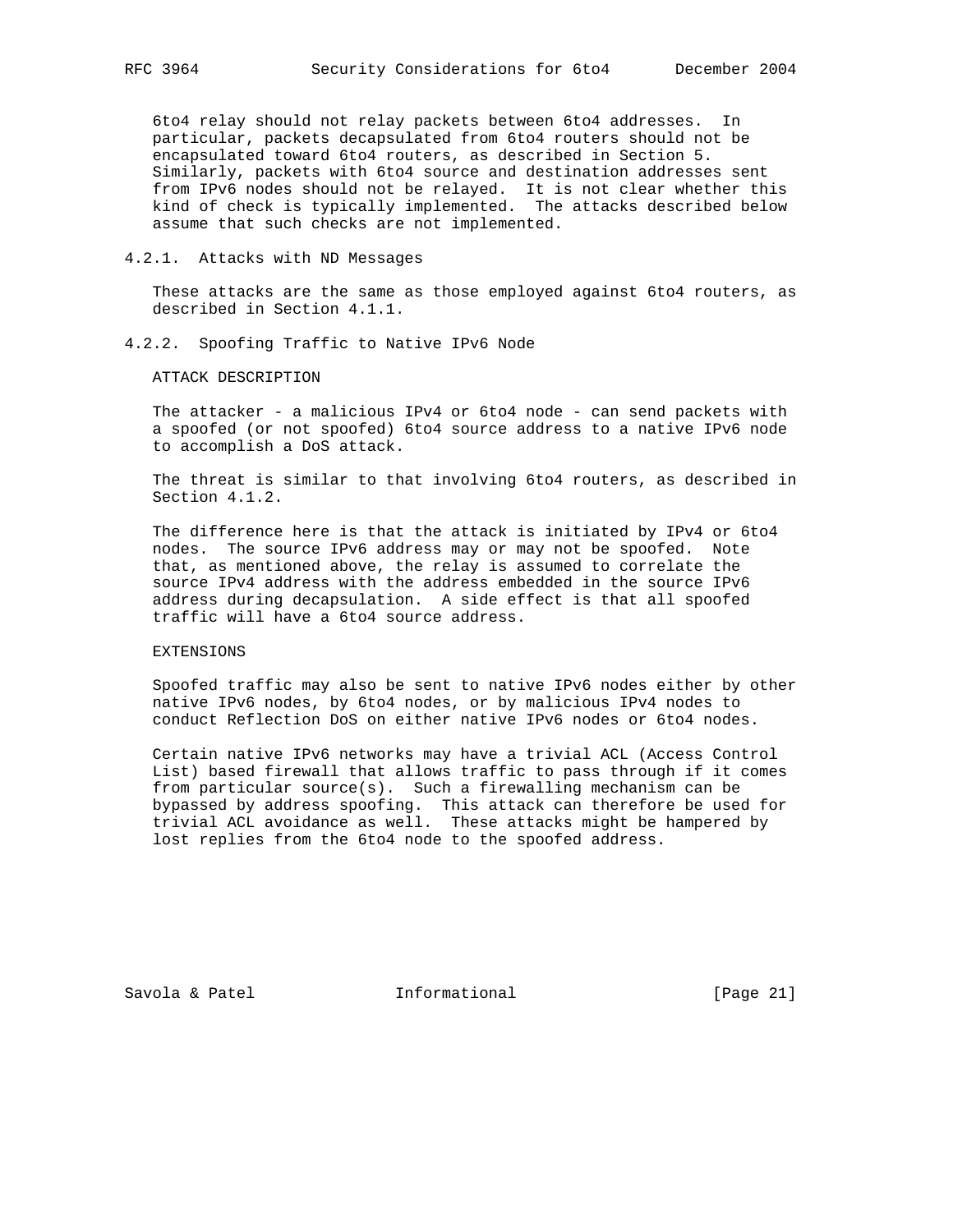6to4 relay should not relay packets between 6to4 addresses. In particular, packets decapsulated from 6to4 routers should not be encapsulated toward 6to4 routers, as described in Section 5. Similarly, packets with 6to4 source and destination addresses sent from IPv6 nodes should not be relayed. It is not clear whether this kind of check is typically implemented. The attacks described below assume that such checks are not implemented.

#### 4.2.1. Attacks with ND Messages

These attacks are the same as those employed against 6to4 routers, as described in Section 4.1.1.

#### 4.2.2. Spoofing Traffic to Native IPv6 Node

ATTACK DESCRIPTION

The attacker - a malicious IPv4 or 6to4 node - can send packets with a spoofed (or not spoofed) 6to4 source address to a native IPv6 node to accomplish a DoS attack.

The threat is similar to that involving 6to4 routers, as described in Section 4.1.2.

The difference here is that the attack is initiated by IPv4 or 6to4 nodes. The source IPv6 address may or may not be spoofed. Note that, as mentioned above, the relay is assumed to correlate the source IPv4 address with the address embedded in the source IPv6 address during decapsulation. A side effect is that all spoofed traffic will have a 6to4 source address.

EXTENSIONS

Spoofed traffic may also be sent to native IPv6 nodes either by other native IPv6 nodes, by 6to4 nodes, or by malicious IPv4 nodes to conduct Reflection DoS on either native IPv6 nodes or 6to4 nodes.

Certain native IPv6 networks may have a trivial ACL (Access Control List) based firewall that allows traffic to pass through if it comes from particular source(s). Such a firewalling mechanism can be bypassed by address spoofing. This attack can therefore be used for trivial ACL avoidance as well. These attacks might be hampered by lost replies from the 6to4 node to the spoofed address.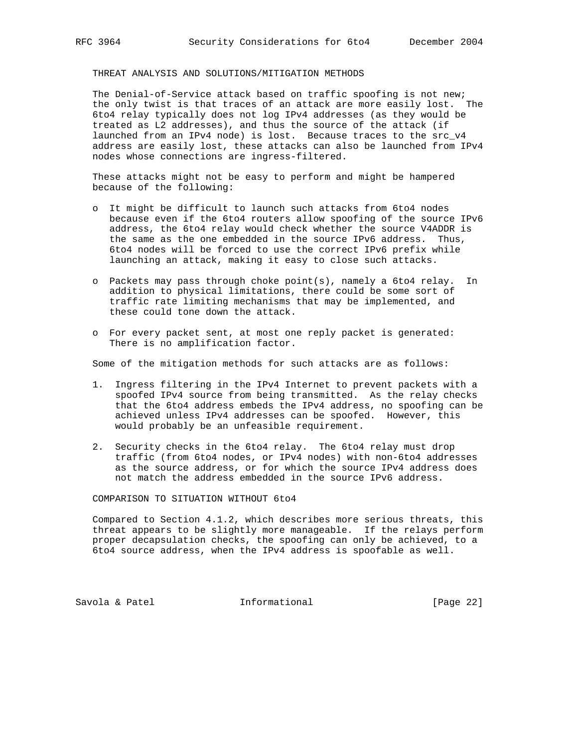THREAT ANALYSIS AND SOLUTIONS/MITIGATION METHODS

The Denial-of-Service attack based on traffic spoofing is not new; the only twist is that traces of an attack are more easily lost. The 6to4 relay typically does not log IPv4 addresses (as they would be treated as L2 addresses), and thus the source of the attack (if launched from an IPv4 node) is lost. Because traces to the src_v4 address are easily lost, these attacks can also be launched from IPv4 nodes whose connections are ingress-filtered.

These attacks might not be easy to perform and might be hampered because of the following:

- It might be difficult to launch such attacks from 6to4 nodes because even if the 6to4 routers allow spoofing of the source IPv6 address, the 6to4 relay would check whether the source V4ADDR is the same as the one embedded in the source IPv6 address. Thus, 6to4 nodes will be forced to use the correct IPv6 prefix while launching an attack, making it easy to close such attacks.
- Packets may pass through choke point(s), namely a 6to4 relay. In addition to physical limitations, there could be some sort of traffic rate limiting mechanisms that may be implemented, and these could tone down the attack.
- For every packet sent, at most one reply packet is generated: There is no amplification factor.

Some of the mitigation methods for such attacks are as follows:

1. Ingress filtering in the IPv4 Internet to prevent packets with a spoofed IPv4 source from being transmitted. As the relay checks that the 6to4 address embeds the IPv4 address, no spoofing can be achieved unless IPv4 addresses can be spoofed. However, this would probably be an unfeasible requirement.
2. Security checks in the 6to4 relay. The 6to4 relay must drop traffic (from 6to4 nodes, or IPv4 nodes) with non-6to4 addresses as the source address, or for which the source IPv4 address does not match the address embedded in the source IPv6 address.

COMPARISON TO SITUATION WITHOUT 6to4

Compared to Section 4.1.2, which describes more serious threats, this threat appears to be slightly more manageable. If the relays perform proper decapsulation checks, the spoofing can only be achieved, to a 6to4 source address, when the IPv4 address is spoofable as well.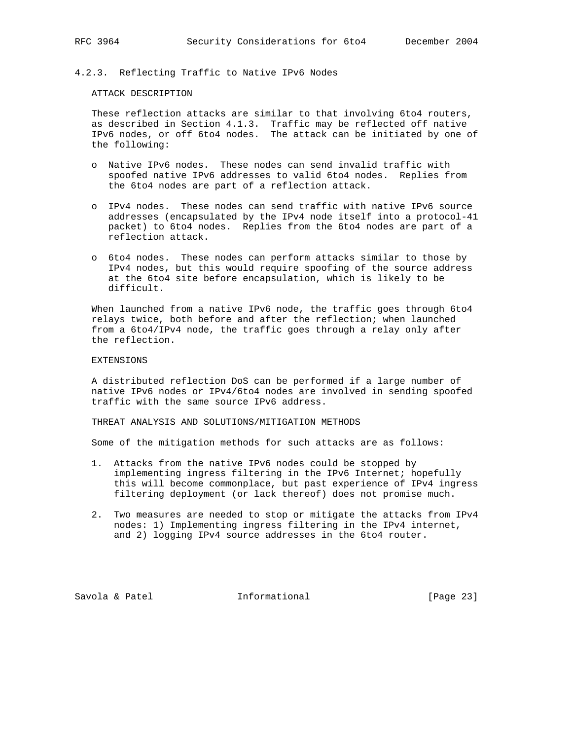### 4.2.3. Reflecting Traffic to Native IPv6 Nodes

ATTACK DESCRIPTION

These reflection attacks are similar to that involving 6to4 routers, as described in Section 4.1.3. Traffic may be reflected off native IPv6 nodes, or off 6to4 nodes. The attack can be initiated by one of the following:

- Native IPv6 nodes. These nodes can send invalid traffic with spoofed native IPv6 addresses to valid 6to4 nodes. Replies from the 6to4 nodes are part of a reflection attack.
- IPv4 nodes. These nodes can send traffic with native IPv6 source addresses (encapsulated by the IPv4 node itself into a protocol-41 packet) to 6to4 nodes. Replies from the 6to4 nodes are part of a reflection attack.
- 6to4 nodes. These nodes can perform attacks similar to those by IPv4 nodes, but this would require spoofing of the source address at the 6to4 site before encapsulation, which is likely to be difficult.

When launched from a native IPv6 node, the traffic goes through 6to4 relays twice, both before and after the reflection; when launched from a 6to4/IPv4 node, the traffic goes through a relay only after the reflection.

EXTENSIONS

A distributed reflection DoS can be performed if a large number of native IPv6 nodes or IPv4/6to4 nodes are involved in sending spoofed traffic with the same source IPv6 address.

THREAT ANALYSIS AND SOLUTIONS/MITIGATION METHODS

Some of the mitigation methods for such attacks are as follows:

1. Attacks from the native IPv6 nodes could be stopped by implementing ingress filtering in the IPv6 Internet; hopefully this will become commonplace, but past experience of IPv4 ingress filtering deployment (or lack thereof) does not promise much.
2. Two measures are needed to stop or mitigate the attacks from IPv4 nodes: 1) Implementing ingress filtering in the IPv4 internet, and 2) logging IPv4 source addresses in the 6to4 router.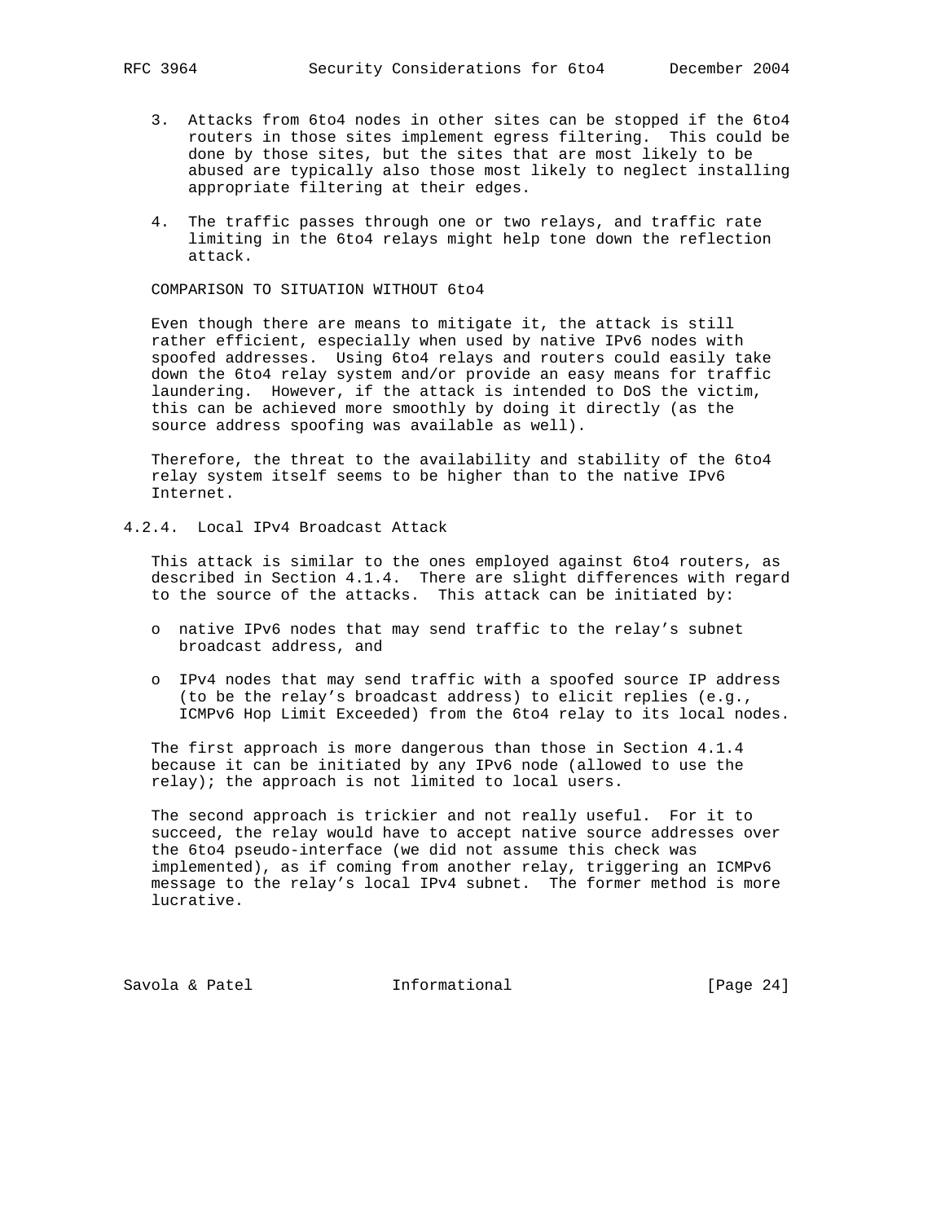3. Attacks from 6to4 nodes in other sites can be stopped if the 6to4 routers in those sites implement egress filtering. This could be done by those sites, but the sites that are most likely to be abused are typically also those most likely to neglect installing appropriate filtering at their edges.

4. The traffic passes through one or two relays, and traffic rate limiting in the 6to4 relays might help tone down the reflection attack.

COMPARISON TO SITUATION WITHOUT 6to4

Even though there are means to mitigate it, the attack is still rather efficient, especially when used by native IPv6 nodes with spoofed addresses. Using 6to4 relays and routers could easily take down the 6to4 relay system and/or provide an easy means for traffic laundering. However, if the attack is intended to DoS the victim, this can be achieved more smoothly by doing it directly (as the source address spoofing was available as well).

Therefore, the threat to the availability and stability of the 6to4 relay system itself seems to be higher than to the native IPv6 Internet.

### 4.2.4. Local IPv4 Broadcast Attack

This attack is similar to the ones employed against 6to4 routers, as described in Section 4.1.4. There are slight differences with regard to the source of the attacks. This attack can be initiated by:

- native IPv6 nodes that may send traffic to the relay's subnet broadcast address, and

- IPv4 nodes that may send traffic with a spoofed source IP address (to be the relay's broadcast address) to elicit replies (e.g., ICMPv6 Hop Limit Exceeded) from the 6to4 relay to its local nodes.

The first approach is more dangerous than those in Section 4.1.4 because it can be initiated by any IPv6 node (allowed to use the relay); the approach is not limited to local users.

The second approach is trickier and not really useful. For it to succeed, the relay would have to accept native source addresses over the 6to4 pseudo-interface (we did not assume this check was implemented), as if coming from another relay, triggering an ICMPv6 message to the relay's local IPv4 subnet. The former method is more lucrative.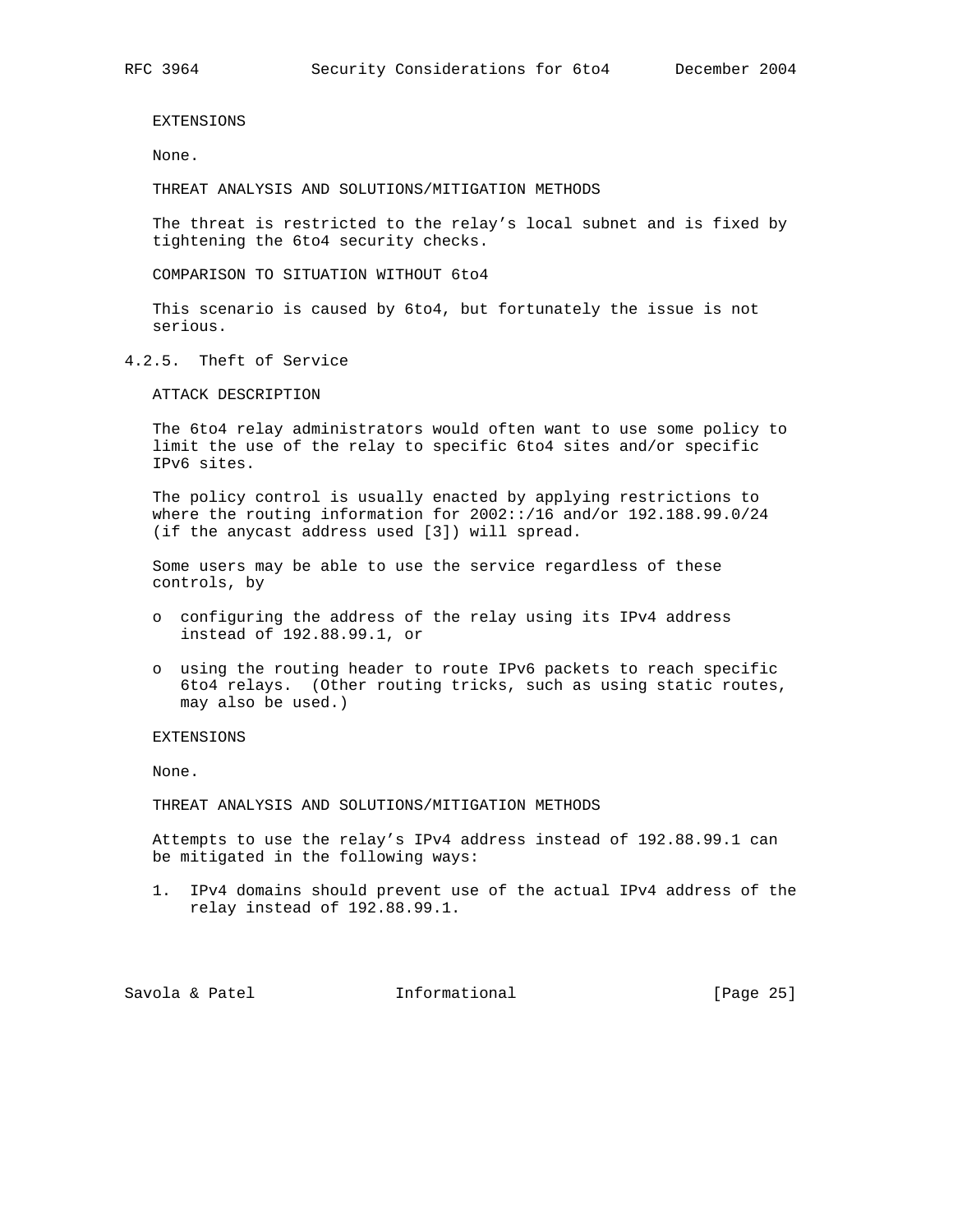EXTENSIONS

None.

THREAT ANALYSIS AND SOLUTIONS/MITIGATION METHODS

The threat is restricted to the relay's local subnet and is fixed by tightening the 6to4 security checks.

COMPARISON TO SITUATION WITHOUT 6to4

This scenario is caused by 6to4, but fortunately the issue is not serious.

#### 4.2.5. Theft of Service

ATTACK DESCRIPTION

The 6to4 relay administrators would often want to use some policy to limit the use of the relay to specific 6to4 sites and/or specific IPv6 sites.

The policy control is usually enacted by applying restrictions to where the routing information for 2002::/16 and/or 192.188.99.0/24 (if the anycast address used [3]) will spread.

Some users may be able to use the service regardless of these controls, by

- configuring the address of the relay using its IPv4 address instead of 192.88.99.1, or
- using the routing header to route IPv6 packets to reach specific 6to4 relays. (Other routing tricks, such as using static routes, may also be used.)

EXTENSIONS

None.

THREAT ANALYSIS AND SOLUTIONS/MITIGATION METHODS

Attempts to use the relay's IPv4 address instead of 192.88.99.1 can be mitigated in the following ways:

1. IPv4 domains should prevent use of the actual IPv4 address of the relay instead of 192.88.99.1.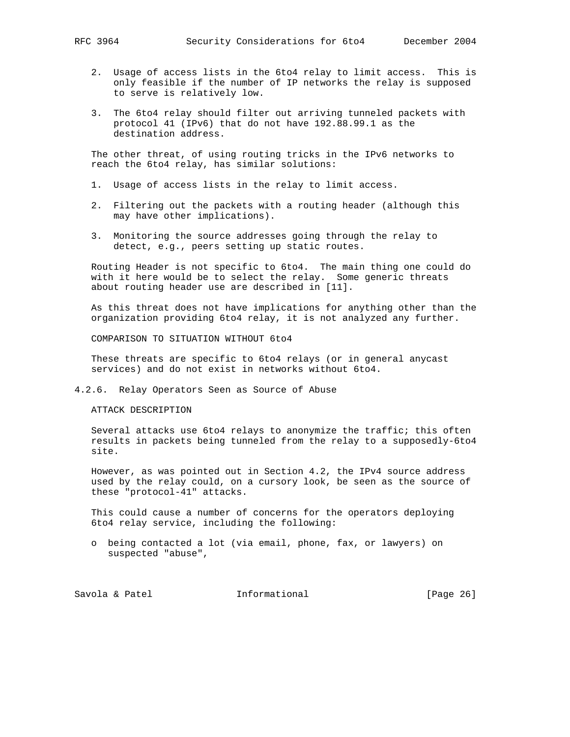2. Usage of access lists in the 6to4 relay to limit access. This is only feasible if the number of IP networks the relay is supposed to serve is relatively low.

3. The 6to4 relay should filter out arriving tunneled packets with protocol 41 (IPv6) that do not have 192.88.99.1 as the destination address.

The other threat, of using routing tricks in the IPv6 networks to reach the 6to4 relay, has similar solutions:

1. Usage of access lists in the relay to limit access.

2. Filtering out the packets with a routing header (although this may have other implications).

3. Monitoring the source addresses going through the relay to detect, e.g., peers setting up static routes.

Routing Header is not specific to 6to4. The main thing one could do with it here would be to select the relay. Some generic threats about routing header use are described in [11].

As this threat does not have implications for anything other than the organization providing 6to4 relay, it is not analyzed any further.

COMPARISON TO SITUATION WITHOUT 6to4

These threats are specific to 6to4 relays (or in general anycast services) and do not exist in networks without 6to4.

#### 4.2.6. Relay Operators Seen as Source of Abuse

ATTACK DESCRIPTION

Several attacks use 6to4 relays to anonymize the traffic; this often results in packets being tunneled from the relay to a supposedly-6to4 site.

However, as was pointed out in Section 4.2, the IPv4 source address used by the relay could, on a cursory look, be seen as the source of these "protocol-41" attacks.

This could cause a number of concerns for the operators deploying 6to4 relay service, including the following:

- being contacted a lot (via email, phone, fax, or lawyers) on suspected "abuse",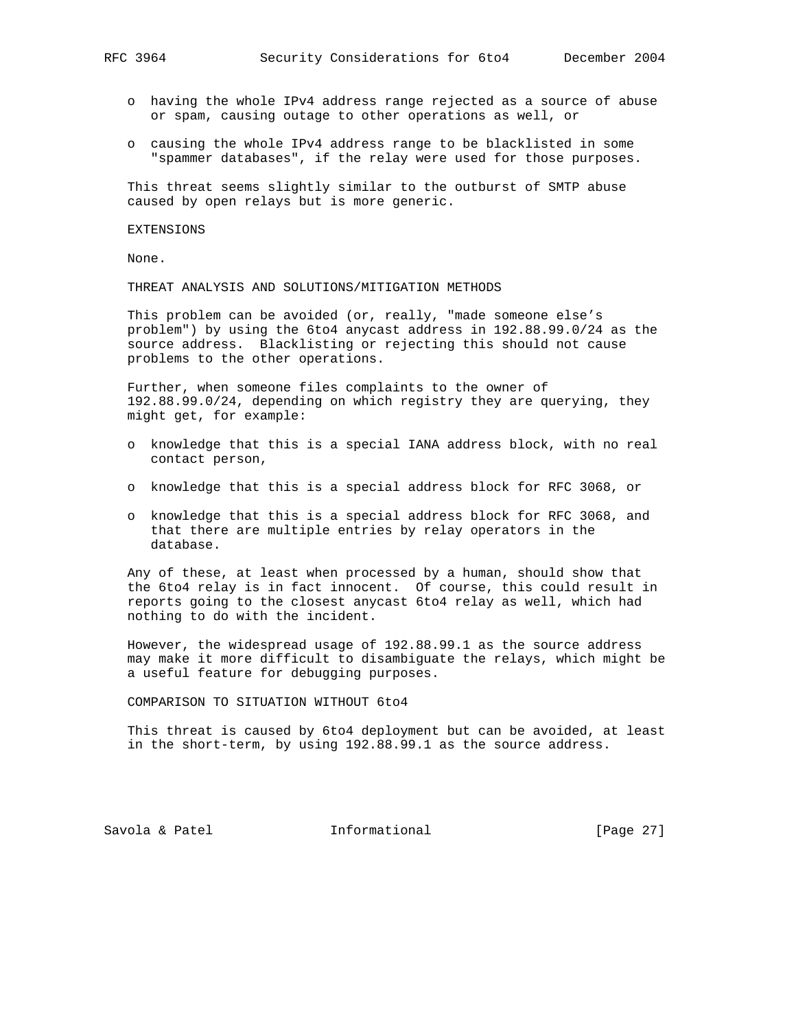- having the whole IPv4 address range rejected as a source of abuse or spam, causing outage to other operations as well, or
- causing the whole IPv4 address range to be blacklisted in some "spammer databases", if the relay were used for those purposes.

This threat seems slightly similar to the outburst of SMTP abuse caused by open relays but is more generic.

EXTENSIONS

None.

THREAT ANALYSIS AND SOLUTIONS/MITIGATION METHODS

This problem can be avoided (or, really, "made someone else's problem") by using the 6to4 anycast address in 192.88.99.0/24 as the source address. Blacklisting or rejecting this should not cause problems to the other operations.

Further, when someone files complaints to the owner of 192.88.99.0/24, depending on which registry they are querying, they might get, for example:

- knowledge that this is a special IANA address block, with no real contact person,
- knowledge that this is a special address block for RFC 3068, or
- knowledge that this is a special address block for RFC 3068, and that there are multiple entries by relay operators in the database.

Any of these, at least when processed by a human, should show that the 6to4 relay is in fact innocent. Of course, this could result in reports going to the closest anycast 6to4 relay as well, which had nothing to do with the incident.

However, the widespread usage of 192.88.99.1 as the source address may make it more difficult to disambiguate the relays, which might be a useful feature for debugging purposes.

COMPARISON TO SITUATION WITHOUT 6to4

This threat is caused by 6to4 deployment but can be avoided, at least in the short-term, by using 192.88.99.1 as the source address.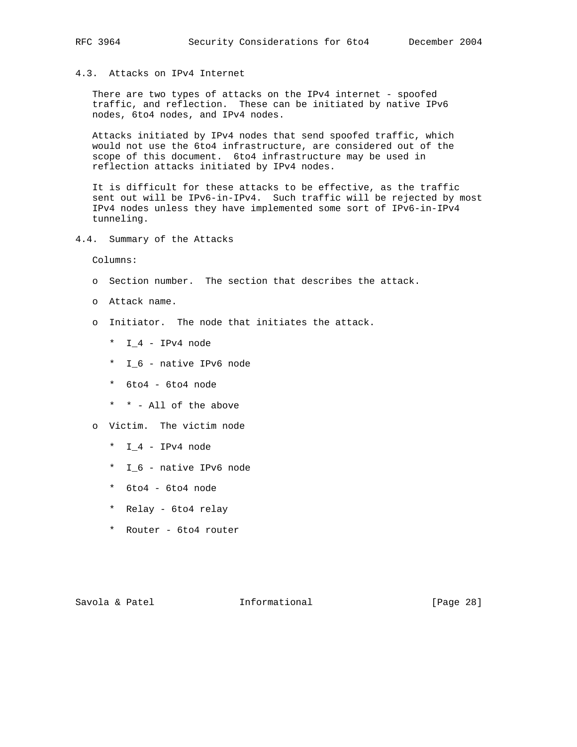### 4.3. Attacks on IPv4 Internet

There are two types of attacks on the IPv4 internet - spoofed traffic, and reflection. These can be initiated by native IPv6 nodes, 6to4 nodes, and IPv4 nodes.

Attacks initiated by IPv4 nodes that send spoofed traffic, which would not use the 6to4 infrastructure, are considered out of the scope of this document. 6to4 infrastructure may be used in reflection attacks initiated by IPv4 nodes.

It is difficult for these attacks to be effective, as the traffic sent out will be IPv6-in-IPv4. Such traffic will be rejected by most IPv4 nodes unless they have implemented some sort of IPv6-in-IPv4 tunneling.

### 4.4. Summary of the Attacks

Columns:

- Section number. The section that describes the attack.
- Attack name.
- Initiator. The node that initiates the attack.
  - I_4 - IPv4 node
  - I_6 - native IPv6 node
  - 6to4 - 6to4 node
  - * - All of the above
- Victim. The victim node
  - I_4 - IPv4 node
  - I_6 - native IPv6 node
  - 6to4 - 6to4 node
  - Relay - 6to4 relay
  - Router - 6to4 router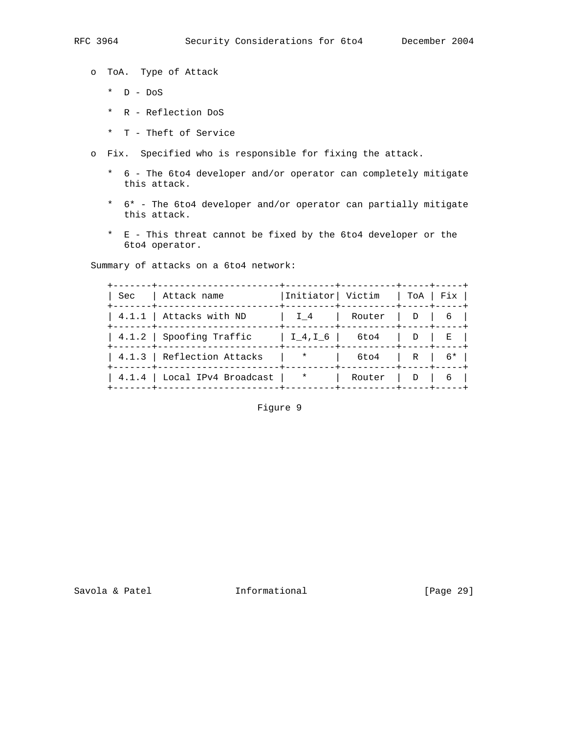- ToA. Type of Attack
  - D - DoS
  - R - Reflection DoS
  - T - Theft of Service
- Fix. Specified who is responsible for fixing the attack.
  - 6 - The 6to4 developer and/or operator can completely mitigate this attack.
  - 6* - The 6to4 developer and/or operator can partially mitigate this attack.
  - E - This threat cannot be fixed by the 6to4 developer or the 6to4 operator.

Summary of attacks on a 6to4 network:

| Sec | Attack name | Initiator | Victim | ToA | Fix |
|---|---|---|---|---|---|
| 4.1.1 | Attacks with ND | I_4 | Router | D | 6 |
| 4.1.2 | Spoofing Traffic | I_4,I_6 | 6to4 | D | E |
| 4.1.3 | Reflection Attacks | * | 6to4 | R | 6* |
| 4.1.4 | Local IPv4 Broadcast | * | Router | D | 6 |

Figure 9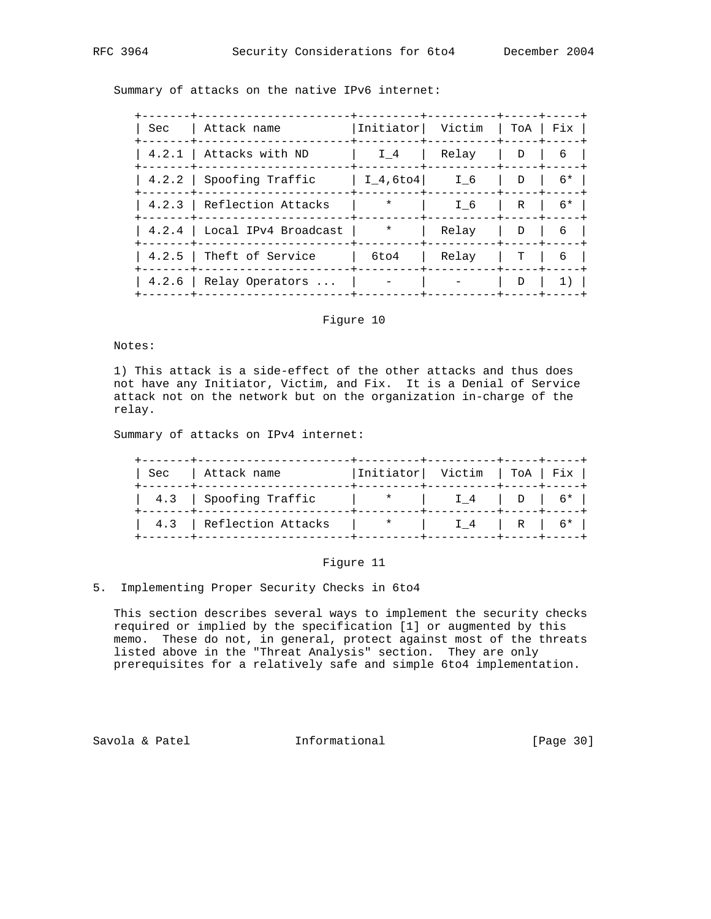Summary of attacks on the native IPv6 internet:

| Sec | Attack name | Initiator | Victim | ToA | Fix |
|---|---|---|---|---|---|
| 4.2.1 | Attacks with ND | I_4 | Relay | D | 6 |
| 4.2.2 | Spoofing Traffic | I_4,6to4 | I_6 | D | 6* |
| 4.2.3 | Reflection Attacks | * | I_6 | R | 6* |
| 4.2.4 | Local IPv4 Broadcast | * | Relay | D | 6 |
| 4.2.5 | Theft of Service | 6to4 | Relay | T | 6 |
| 4.2.6 | Relay Operators ... | - | - | D | 1) |

Figure 10

Notes:

1) This attack is a side-effect of the other attacks and thus does not have any Initiator, Victim, and Fix. It is a Denial of Service attack not on the network but on the organization in-charge of the relay.

Summary of attacks on IPv4 internet:

| Sec | Attack name | Initiator | Victim | ToA | Fix |
|---|---|---|---|---|---|
| 4.3 | Spoofing Traffic | * | I_4 | D | 6* |
| 4.3 | Reflection Attacks | * | I_4 | R | 6* |

Figure 11

## 5. Implementing Proper Security Checks in 6to4

This section describes several ways to implement the security checks required or implied by the specification [1] or augmented by this memo. These do not, in general, protect against most of the threats listed above in the "Threat Analysis" section. They are only prerequisites for a relatively safe and simple 6to4 implementation.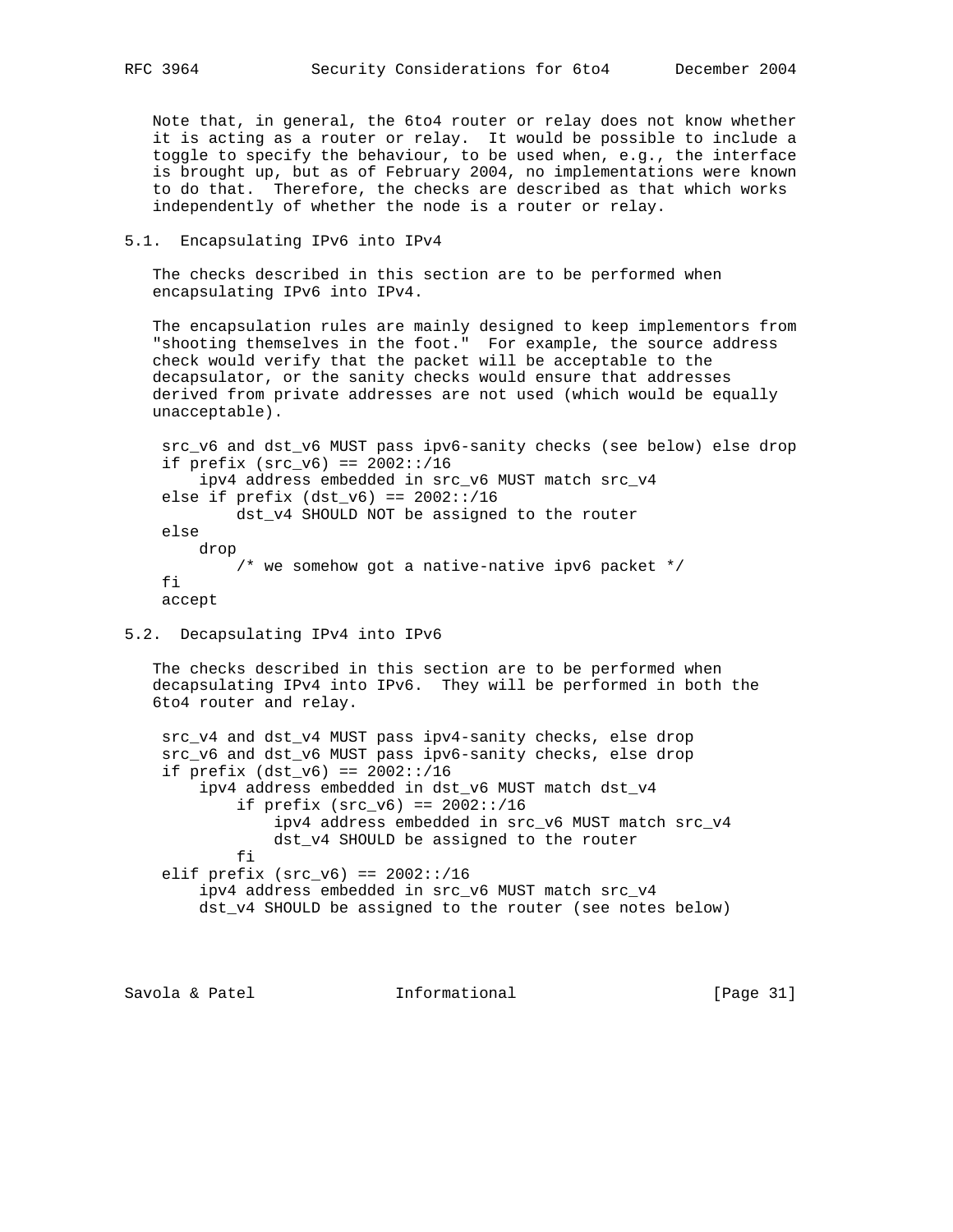Note that, in general, the 6to4 router or relay does not know whether it is acting as a router or relay. It would be possible to include a toggle to specify the behaviour, to be used when, e.g., the interface is brought up, but as of February 2004, no implementations were known to do that. Therefore, the checks are described as that which works independently of whether the node is a router or relay.

### 5.1. Encapsulating IPv6 into IPv4

The checks described in this section are to be performed when encapsulating IPv6 into IPv4.

The encapsulation rules are mainly designed to keep implementors from "shooting themselves in the foot." For example, the source address check would verify that the packet will be acceptable to the decapsulator, or the sanity checks would ensure that addresses derived from private addresses are not used (which would be equally unacceptable).

```
src_v6 and dst_v6 MUST pass ipv6-sanity checks (see below) else drop
if prefix (src_v6) == 2002::/16
    ipv4 address embedded in src_v6 MUST match src_v4
else if prefix (dst_v6) == 2002::/16
        dst_v4 SHOULD NOT be assigned to the router
else
    drop
        /* we somehow got a native-native ipv6 packet */
fi
accept
```

### 5.2. Decapsulating IPv4 into IPv6

The checks described in this section are to be performed when decapsulating IPv4 into IPv6. They will be performed in both the 6to4 router and relay.

```
src_v4 and dst_v4 MUST pass ipv4-sanity checks, else drop
src_v6 and dst_v6 MUST pass ipv6-sanity checks, else drop
if prefix (dst_v6) == 2002::/16
    ipv4 address embedded in dst_v6 MUST match dst_v4
        if prefix (src_v6) == 2002::/16
            ipv4 address embedded in src_v6 MUST match src_v4
            dst_v4 SHOULD be assigned to the router
        fi
elif prefix (src_v6) == 2002::/16
    ipv4 address embedded in src_v6 MUST match src_v4
    dst_v4 SHOULD be assigned to the router (see notes below)
```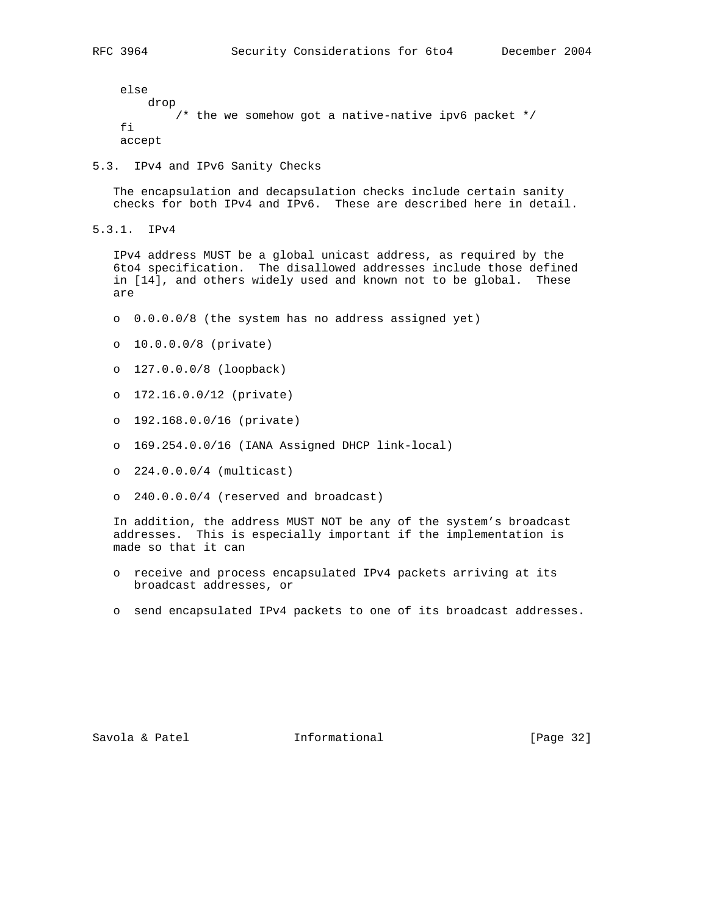```
else
    drop
        /* the we somehow got a native-native ipv6 packet */
fi
accept
```

## 5.3. IPv4 and IPv6 Sanity Checks

The encapsulation and decapsulation checks include certain sanity checks for both IPv4 and IPv6. These are described here in detail.

### 5.3.1. IPv4

IPv4 address MUST be a global unicast address, as required by the 6to4 specification. The disallowed addresses include those defined in [14], and others widely used and known not to be global. These are

- 0.0.0.0/8 (the system has no address assigned yet)
- 10.0.0.0/8 (private)
- 127.0.0.0/8 (loopback)
- 172.16.0.0/12 (private)
- 192.168.0.0/16 (private)
- 169.254.0.0/16 (IANA Assigned DHCP link-local)
- 224.0.0.0/4 (multicast)
- 240.0.0.0/4 (reserved and broadcast)

In addition, the address MUST NOT be any of the system's broadcast addresses. This is especially important if the implementation is made so that it can

- receive and process encapsulated IPv4 packets arriving at its broadcast addresses, or
- send encapsulated IPv4 packets to one of its broadcast addresses.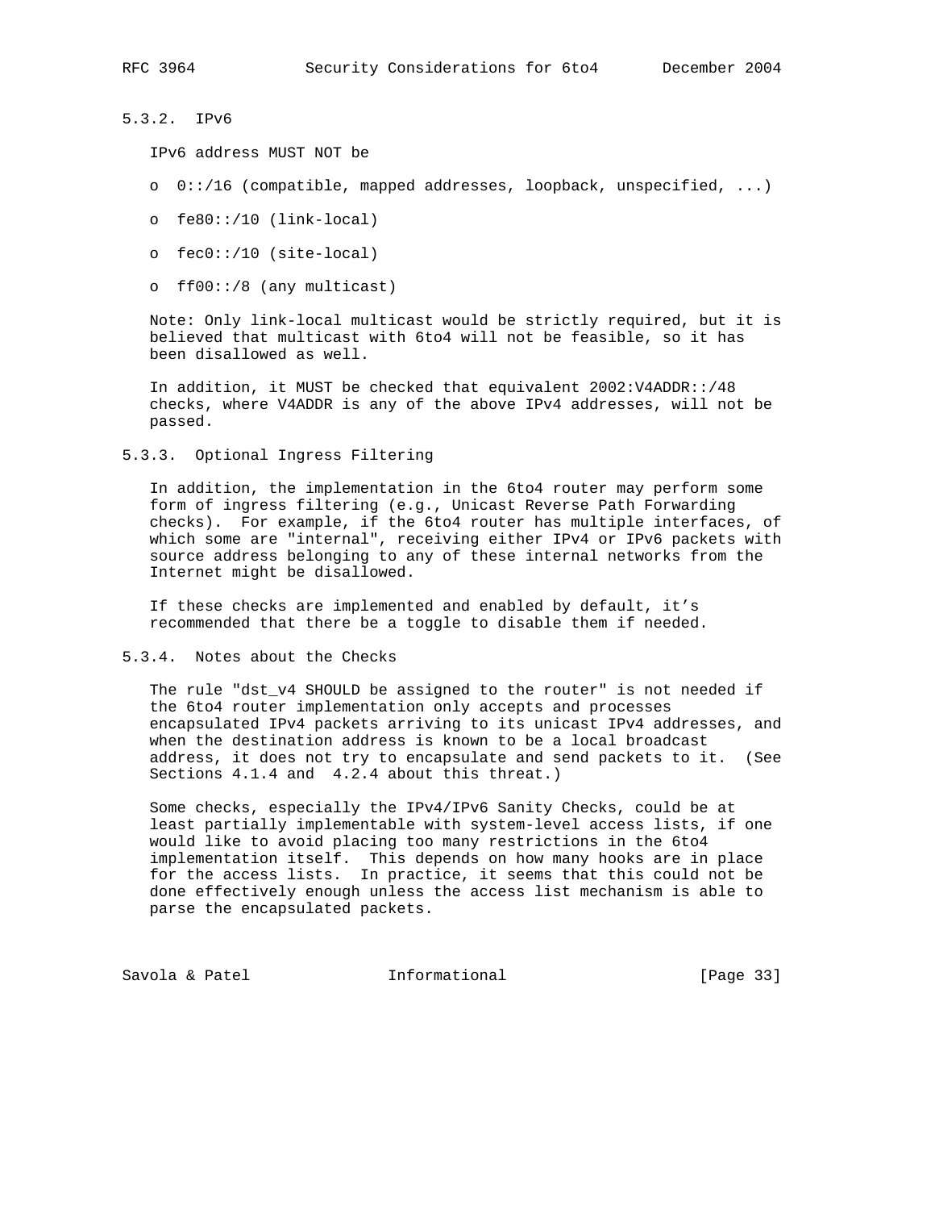### 5.3.2. IPv6

IPv6 address MUST NOT be

- 0::/16 (compatible, mapped addresses, loopback, unspecified, ...)
- fe80::/10 (link-local)
- fec0::/10 (site-local)
- ff00::/8 (any multicast)

Note: Only link-local multicast would be strictly required, but it is believed that multicast with 6to4 will not be feasible, so it has been disallowed as well.

In addition, it MUST be checked that equivalent 2002:V4ADDR::/48 checks, where V4ADDR is any of the above IPv4 addresses, will not be passed.

### 5.3.3. Optional Ingress Filtering

In addition, the implementation in the 6to4 router may perform some form of ingress filtering (e.g., Unicast Reverse Path Forwarding checks). For example, if the 6to4 router has multiple interfaces, of which some are "internal", receiving either IPv4 or IPv6 packets with source address belonging to any of these internal networks from the Internet might be disallowed.

If these checks are implemented and enabled by default, it’s recommended that there be a toggle to disable them if needed.

### 5.3.4. Notes about the Checks

The rule "dst_v4 SHOULD be assigned to the router" is not needed if the 6to4 router implementation only accepts and processes encapsulated IPv4 packets arriving to its unicast IPv4 addresses, and when the destination address is known to be a local broadcast address, it does not try to encapsulate and send packets to it. (See Sections 4.1.4 and 4.2.4 about this threat.)

Some checks, especially the IPv4/IPv6 Sanity Checks, could be at least partially implementable with system-level access lists, if one would like to avoid placing too many restrictions in the 6to4 implementation itself. This depends on how many hooks are in place for the access lists. In practice, it seems that this could not be done effectively enough unless the access list mechanism is able to parse the encapsulated packets.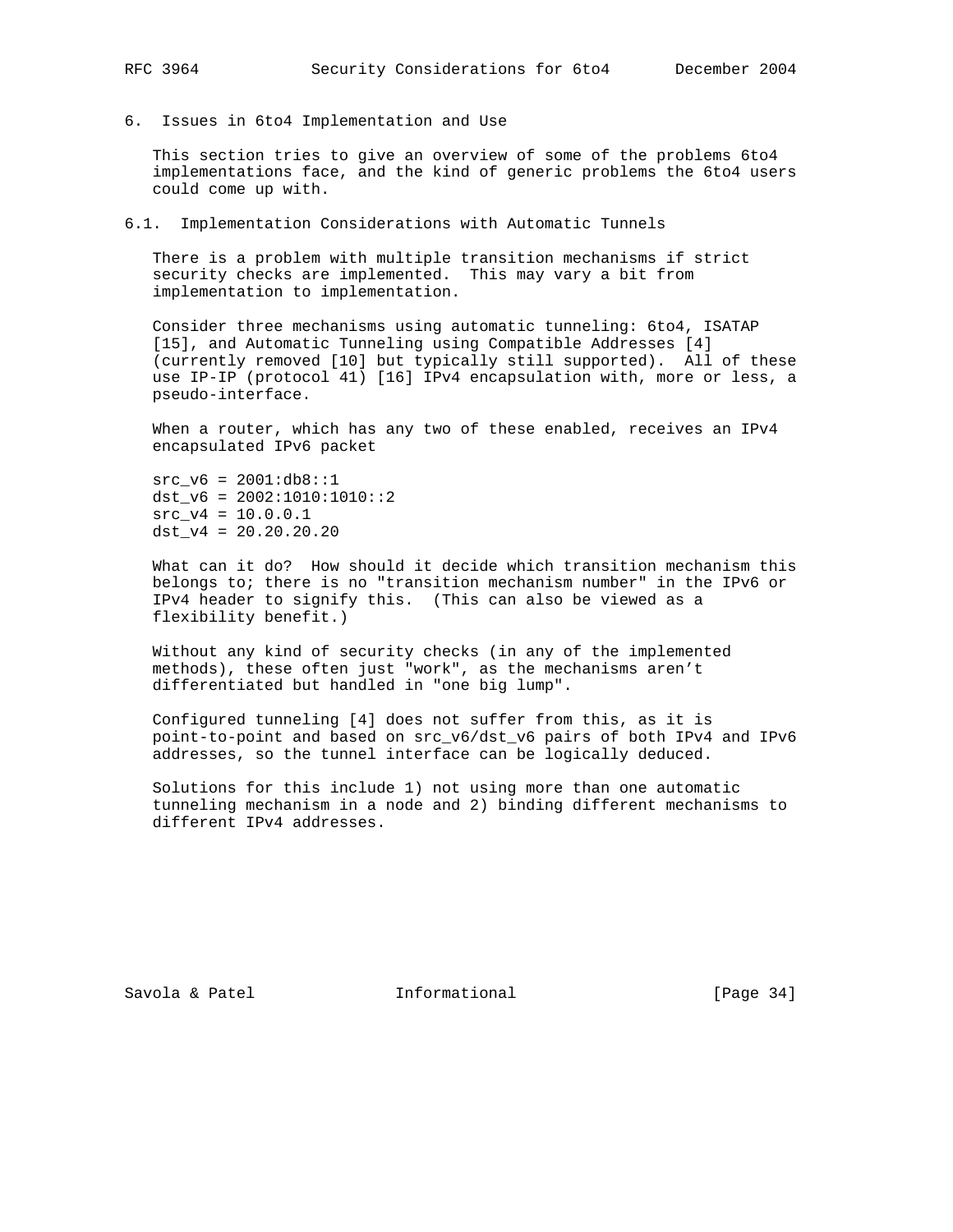## 6. Issues in 6to4 Implementation and Use

This section tries to give an overview of some of the problems 6to4 implementations face, and the kind of generic problems the 6to4 users could come up with.

### 6.1. Implementation Considerations with Automatic Tunnels

There is a problem with multiple transition mechanisms if strict security checks are implemented. This may vary a bit from implementation to implementation.

Consider three mechanisms using automatic tunneling: 6to4, ISATAP [15], and Automatic Tunneling using Compatible Addresses [4] (currently removed [10] but typically still supported). All of these use IP-IP (protocol 41) [16] IPv4 encapsulation with, more or less, a pseudo-interface.

When a router, which has any two of these enabled, receives an IPv4 encapsulated IPv6 packet

```
src_v6 = 2001:db8::1
dst_v6 = 2002:1010:1010::2
src_v4 = 10.0.0.1
dst_v4 = 20.20.20.20
```

What can it do? How should it decide which transition mechanism this belongs to; there is no "transition mechanism number" in the IPv6 or IPv4 header to signify this. (This can also be viewed as a flexibility benefit.)

Without any kind of security checks (in any of the implemented methods), these often just "work", as the mechanisms aren't differentiated but handled in "one big lump".

Configured tunneling [4] does not suffer from this, as it is point-to-point and based on src_v6/dst_v6 pairs of both IPv4 and IPv6 addresses, so the tunnel interface can be logically deduced.

Solutions for this include 1) not using more than one automatic tunneling mechanism in a node and 2) binding different mechanisms to different IPv4 addresses.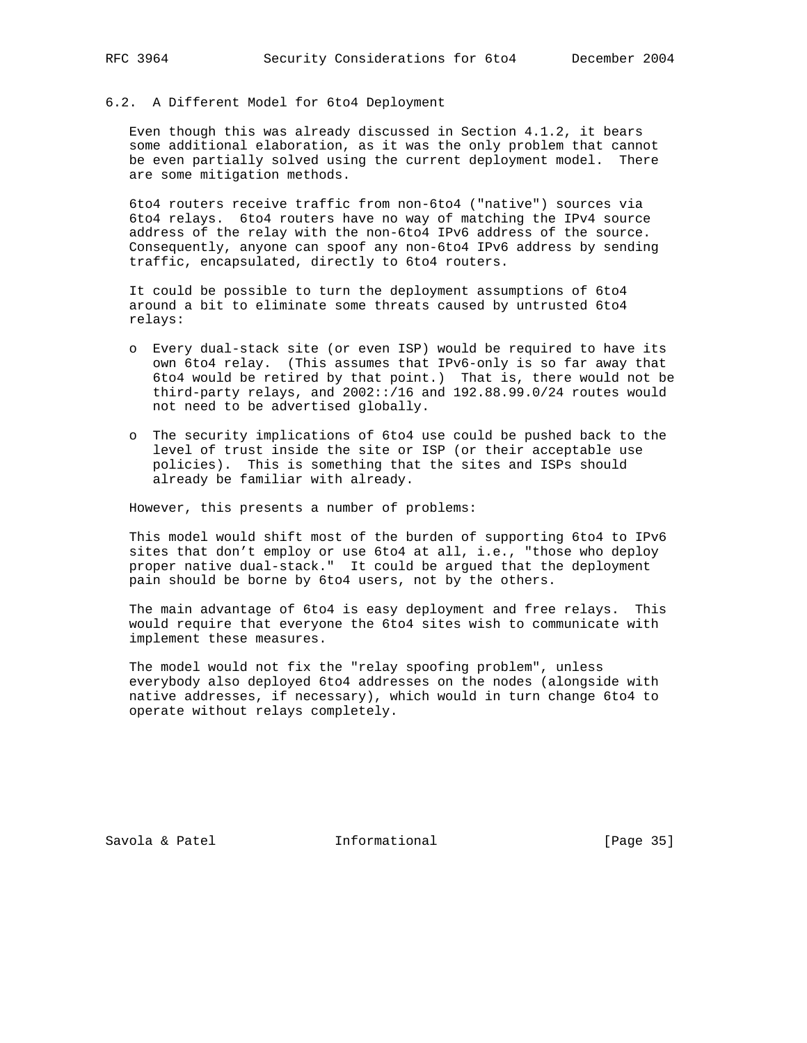### 6.2. A Different Model for 6to4 Deployment

Even though this was already discussed in Section 4.1.2, it bears some additional elaboration, as it was the only problem that cannot be even partially solved using the current deployment model. There are some mitigation methods.

6to4 routers receive traffic from non-6to4 ("native") sources via 6to4 relays. 6to4 routers have no way of matching the IPv4 source address of the relay with the non-6to4 IPv6 address of the source. Consequently, anyone can spoof any non-6to4 IPv6 address by sending traffic, encapsulated, directly to 6to4 routers.

It could be possible to turn the deployment assumptions of 6to4 around a bit to eliminate some threats caused by untrusted 6to4 relays:

- Every dual-stack site (or even ISP) would be required to have its own 6to4 relay. (This assumes that IPv6-only is so far away that 6to4 would be retired by that point.) That is, there would not be third-party relays, and 2002::/16 and 192.88.99.0/24 routes would not need to be advertised globally.
- The security implications of 6to4 use could be pushed back to the level of trust inside the site or ISP (or their acceptable use policies). This is something that the sites and ISPs should already be familiar with already.

However, this presents a number of problems:

This model would shift most of the burden of supporting 6to4 to IPv6 sites that don't employ or use 6to4 at all, i.e., "those who deploy proper native dual-stack." It could be argued that the deployment pain should be borne by 6to4 users, not by the others.

The main advantage of 6to4 is easy deployment and free relays. This would require that everyone the 6to4 sites wish to communicate with implement these measures.

The model would not fix the "relay spoofing problem", unless everybody also deployed 6to4 addresses on the nodes (alongside with native addresses, if necessary), which would in turn change 6to4 to operate without relays completely.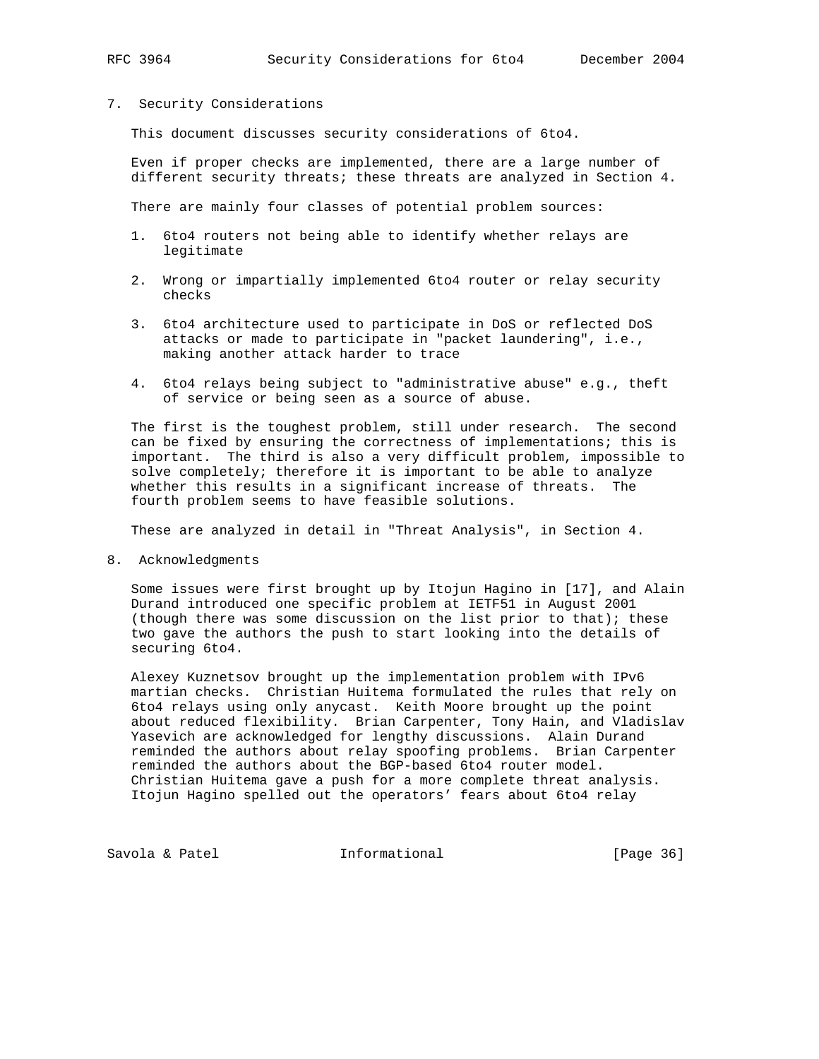## 7. Security Considerations

This document discusses security considerations of 6to4.

Even if proper checks are implemented, there are a large number of different security threats; these threats are analyzed in Section 4.

There are mainly four classes of potential problem sources:

1. 6to4 routers not being able to identify whether relays are legitimate

2. Wrong or impartially implemented 6to4 router or relay security checks

3. 6to4 architecture used to participate in DoS or reflected DoS attacks or made to participate in "packet laundering", i.e., making another attack harder to trace

4. 6to4 relays being subject to "administrative abuse" e.g., theft of service or being seen as a source of abuse.

The first is the toughest problem, still under research. The second can be fixed by ensuring the correctness of implementations; this is important. The third is also a very difficult problem, impossible to solve completely; therefore it is important to be able to analyze whether this results in a significant increase of threats. The fourth problem seems to have feasible solutions.

These are analyzed in detail in "Threat Analysis", in Section 4.

## 8. Acknowledgments

Some issues were first brought up by Itojun Hagino in [17], and Alain Durand introduced one specific problem at IETF51 in August 2001 (though there was some discussion on the list prior to that); these two gave the authors the push to start looking into the details of securing 6to4.

Alexey Kuznetsov brought up the implementation problem with IPv6 martian checks. Christian Huitema formulated the rules that rely on 6to4 relays using only anycast. Keith Moore brought up the point about reduced flexibility. Brian Carpenter, Tony Hain, and Vladislav Yasevich are acknowledged for lengthy discussions. Alain Durand reminded the authors about relay spoofing problems. Brian Carpenter reminded the authors about the BGP-based 6to4 router model. Christian Huitema gave a push for a more complete threat analysis. Itojun Hagino spelled out the operators' fears about 6to4 relay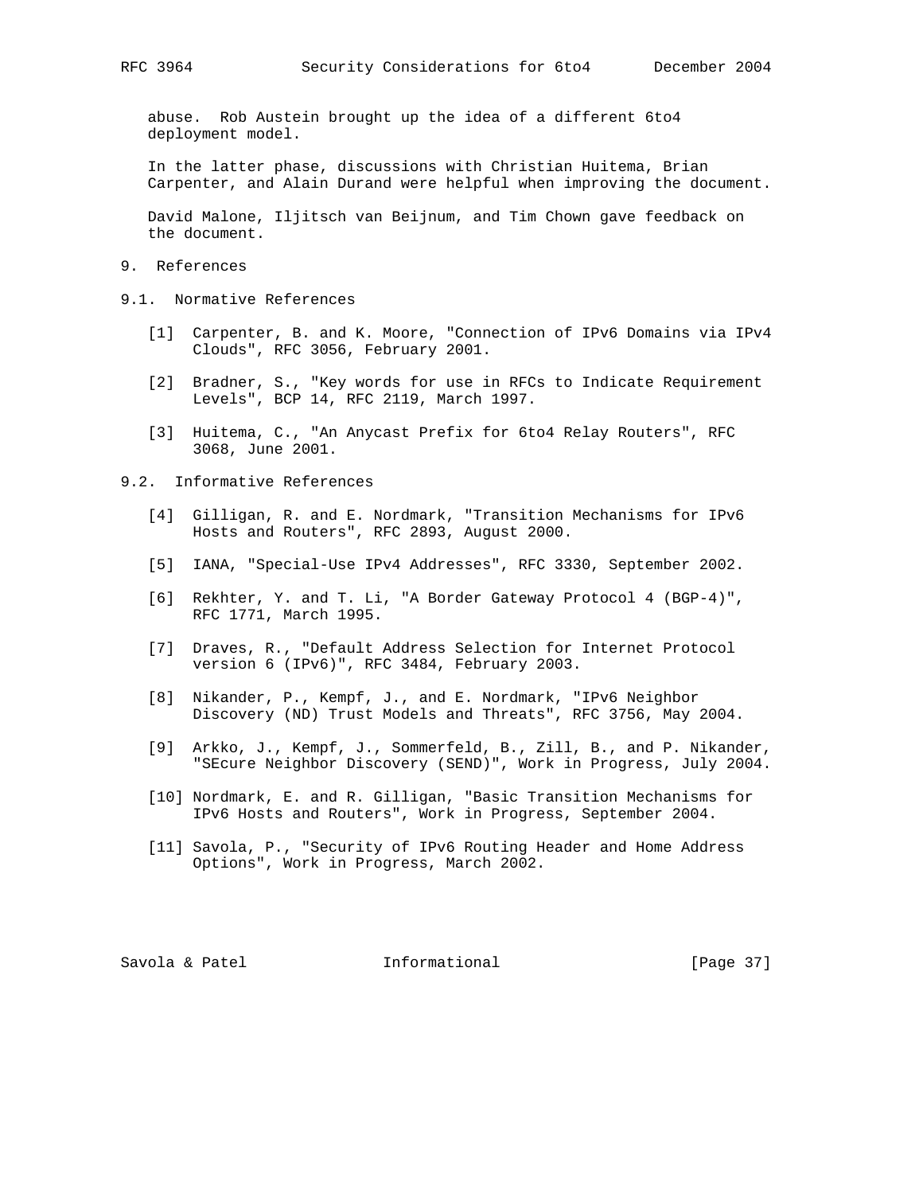abuse. Rob Austein brought up the idea of a different 6to4 deployment model.

In the latter phase, discussions with Christian Huitema, Brian Carpenter, and Alain Durand were helpful when improving the document.

David Malone, Iljitsch van Beijnum, and Tim Chown gave feedback on the document.

## 9. References

### 9.1. Normative References

[1] Carpenter, B. and K. Moore, "Connection of IPv6 Domains via IPv4 Clouds", RFC 3056, February 2001.

[2] Bradner, S., "Key words for use in RFCs to Indicate Requirement Levels", BCP 14, RFC 2119, March 1997.

[3] Huitema, C., "An Anycast Prefix for 6to4 Relay Routers", RFC 3068, June 2001.

### 9.2. Informative References

[4] Gilligan, R. and E. Nordmark, "Transition Mechanisms for IPv6 Hosts and Routers", RFC 2893, August 2000.

[5] IANA, "Special-Use IPv4 Addresses", RFC 3330, September 2002.

[6] Rekhter, Y. and T. Li, "A Border Gateway Protocol 4 (BGP-4)", RFC 1771, March 1995.

[7] Draves, R., "Default Address Selection for Internet Protocol version 6 (IPv6)", RFC 3484, February 2003.

[8] Nikander, P., Kempf, J., and E. Nordmark, "IPv6 Neighbor Discovery (ND) Trust Models and Threats", RFC 3756, May 2004.

[9] Arkko, J., Kempf, J., Sommerfeld, B., Zill, B., and P. Nikander, "SEcure Neighbor Discovery (SEND)", Work in Progress, July 2004.

[10] Nordmark, E. and R. Gilligan, "Basic Transition Mechanisms for IPv6 Hosts and Routers", Work in Progress, September 2004.

[11] Savola, P., "Security of IPv6 Routing Header and Home Address Options", Work in Progress, March 2002.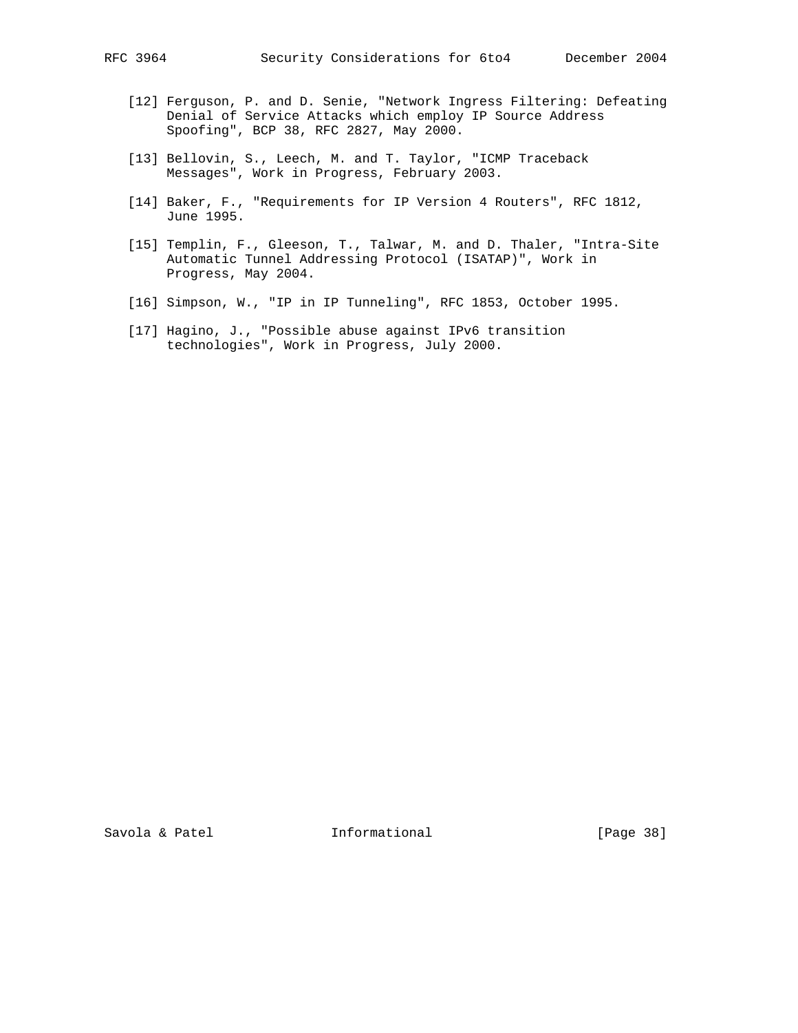[12] Ferguson, P. and D. Senie, "Network Ingress Filtering: Defeating Denial of Service Attacks which employ IP Source Address Spoofing", BCP 38, RFC 2827, May 2000.

[13] Bellovin, S., Leech, M. and T. Taylor, "ICMP Traceback Messages", Work in Progress, February 2003.

[14] Baker, F., "Requirements for IP Version 4 Routers", RFC 1812, June 1995.

[15] Templin, F., Gleeson, T., Talwar, M. and D. Thaler, "Intra-Site Automatic Tunnel Addressing Protocol (ISATAP)", Work in Progress, May 2004.

[16] Simpson, W., "IP in IP Tunneling", RFC 1853, October 1995.

[17] Hagino, J., "Possible abuse against IPv6 transition technologies", Work in Progress, July 2000.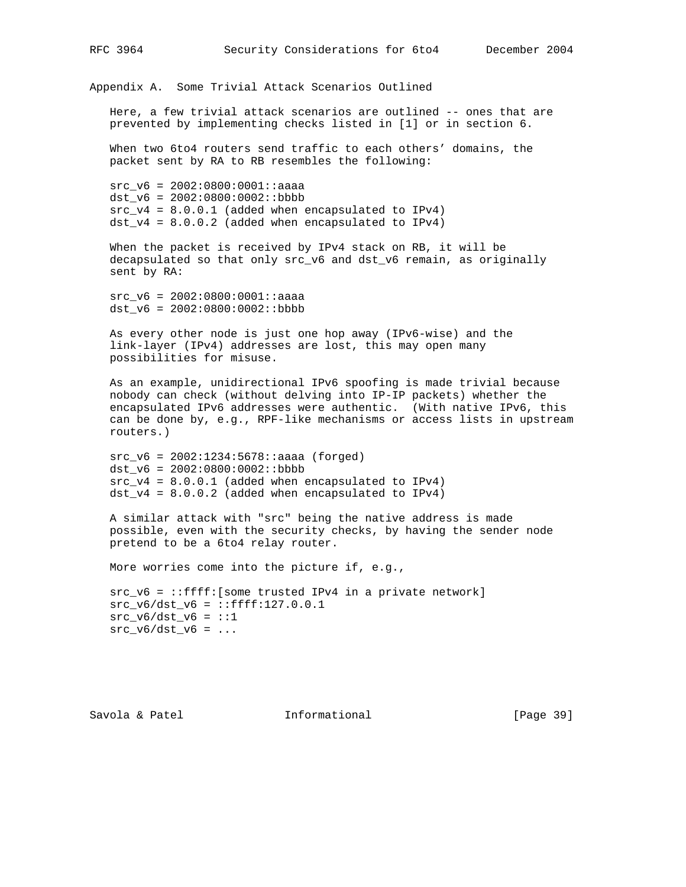## Appendix A. Some Trivial Attack Scenarios Outlined

Here, a few trivial attack scenarios are outlined -- ones that are prevented by implementing checks listed in [1] or in section 6.

When two 6to4 routers send traffic to each others' domains, the packet sent by RA to RB resembles the following:

```
src_v6 = 2002:0800:0001::aaaa
dst_v6 = 2002:0800:0002::bbbb
src_v4 = 8.0.0.1 (added when encapsulated to IPv4)
dst_v4 = 8.0.0.2 (added when encapsulated to IPv4)
```

When the packet is received by IPv4 stack on RB, it will be decapsulated so that only src_v6 and dst_v6 remain, as originally sent by RA:

```
src_v6 = 2002:0800:0001::aaaa
dst_v6 = 2002:0800:0002::bbbb
```

As every other node is just one hop away (IPv6-wise) and the link-layer (IPv4) addresses are lost, this may open many possibilities for misuse.

As an example, unidirectional IPv6 spoofing is made trivial because nobody can check (without delving into IP-IP packets) whether the encapsulated IPv6 addresses were authentic. (With native IPv6, this can be done by, e.g., RPF-like mechanisms or access lists in upstream routers.)

```
src_v6 = 2002:1234:5678::aaaa (forged)
dst_v6 = 2002:0800:0002::bbbb
src_v4 = 8.0.0.1 (added when encapsulated to IPv4)
dst_v4 = 8.0.0.2 (added when encapsulated to IPv4)
```

A similar attack with "src" being the native address is made possible, even with the security checks, by having the sender node pretend to be a 6to4 relay router.

More worries come into the picture if, e.g.,

```
src_v6 = ::ffff:[some trusted IPv4 in a private network]
src_v6/dst_v6 = ::ffff:127.0.0.1
src_v6/dst_v6 = ::1
src_v6/dst_v6 = ...
```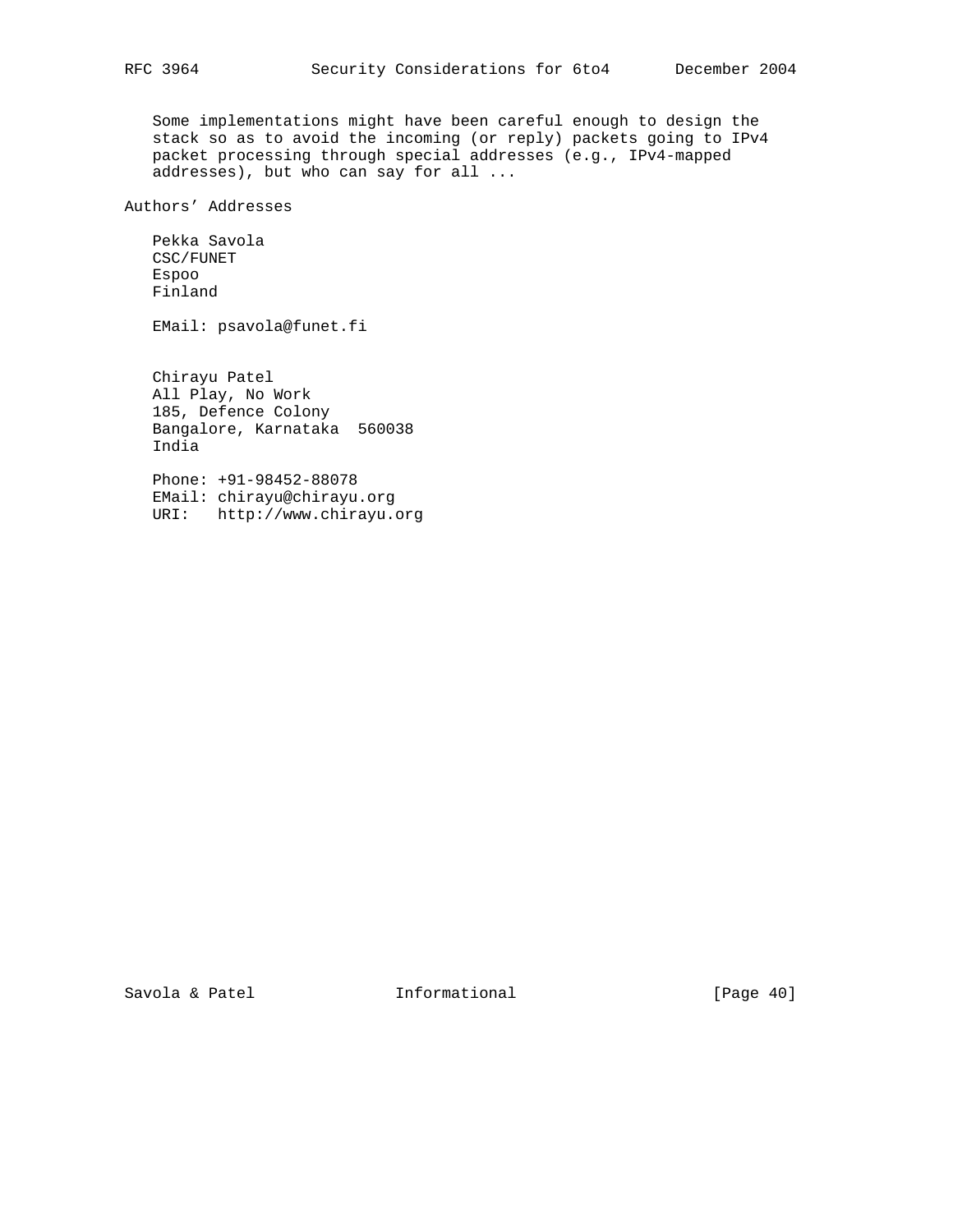Some implementations might have been careful enough to design the stack so as to avoid the incoming (or reply) packets going to IPv4 packet processing through special addresses (e.g., IPv4-mapped addresses), but who can say for all ...

## Authors' Addresses

Pekka Savola
CSC/FUNET
Espoo
Finland

EMail: psavola@funet.fi

Chirayu Patel
All Play, No Work
185, Defence Colony
Bangalore, Karnataka 560038
India

Phone: +91-98452-88078
EMail: chirayu@chirayu.org
URI: http://www.chirayu.org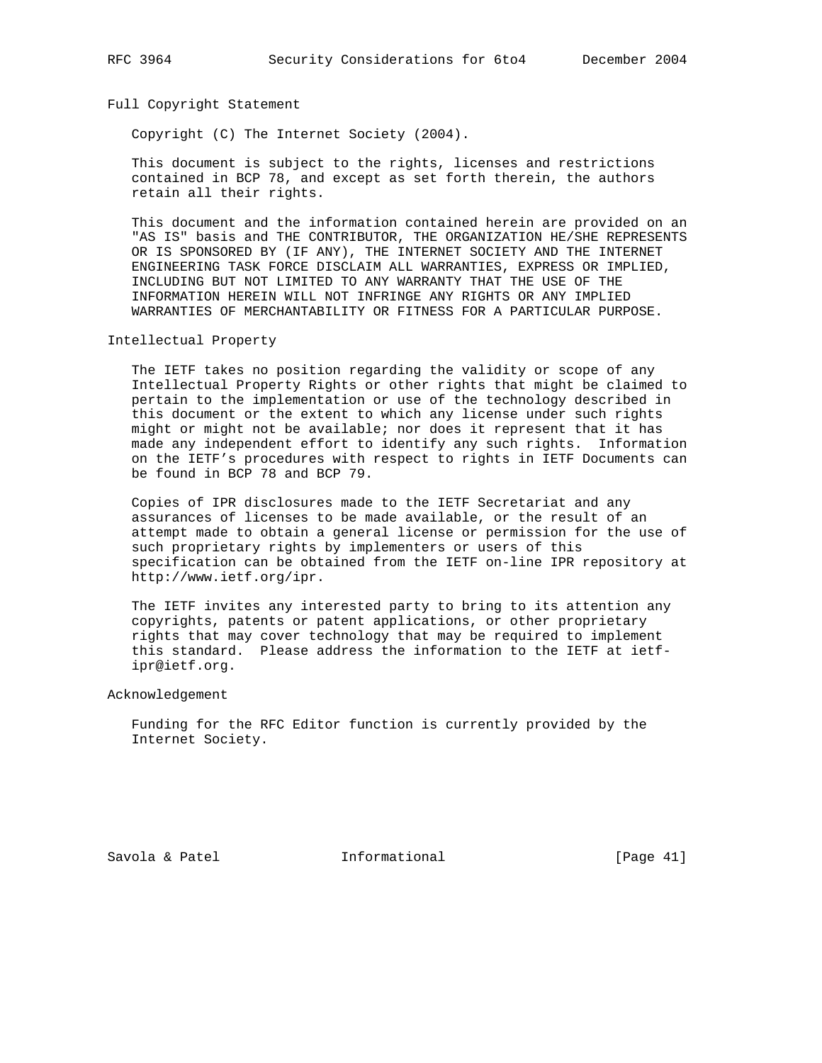## Full Copyright Statement

Copyright (C) The Internet Society (2004).

This document is subject to the rights, licenses and restrictions contained in BCP 78, and except as set forth therein, the authors retain all their rights.

This document and the information contained herein are provided on an "AS IS" basis and THE CONTRIBUTOR, THE ORGANIZATION HE/SHE REPRESENTS OR IS SPONSORED BY (IF ANY), THE INTERNET SOCIETY AND THE INTERNET ENGINEERING TASK FORCE DISCLAIM ALL WARRANTIES, EXPRESS OR IMPLIED, INCLUDING BUT NOT LIMITED TO ANY WARRANTY THAT THE USE OF THE INFORMATION HEREIN WILL NOT INFRINGE ANY RIGHTS OR ANY IMPLIED WARRANTIES OF MERCHANTABILITY OR FITNESS FOR A PARTICULAR PURPOSE.

## Intellectual Property

The IETF takes no position regarding the validity or scope of any Intellectual Property Rights or other rights that might be claimed to pertain to the implementation or use of the technology described in this document or the extent to which any license under such rights might or might not be available; nor does it represent that it has made any independent effort to identify any such rights. Information on the IETF's procedures with respect to rights in IETF Documents can be found in BCP 78 and BCP 79.

Copies of IPR disclosures made to the IETF Secretariat and any assurances of licenses to be made available, or the result of an attempt made to obtain a general license or permission for the use of such proprietary rights by implementers or users of this specification can be obtained from the IETF on-line IPR repository at http://www.ietf.org/ipr.

The IETF invites any interested party to bring to its attention any copyrights, patents or patent applications, or other proprietary rights that may cover technology that may be required to implement this standard. Please address the information to the IETF at ietf-ipr@ietf.org.

## Acknowledgement

Funding for the RFC Editor function is currently provided by the Internet Society.